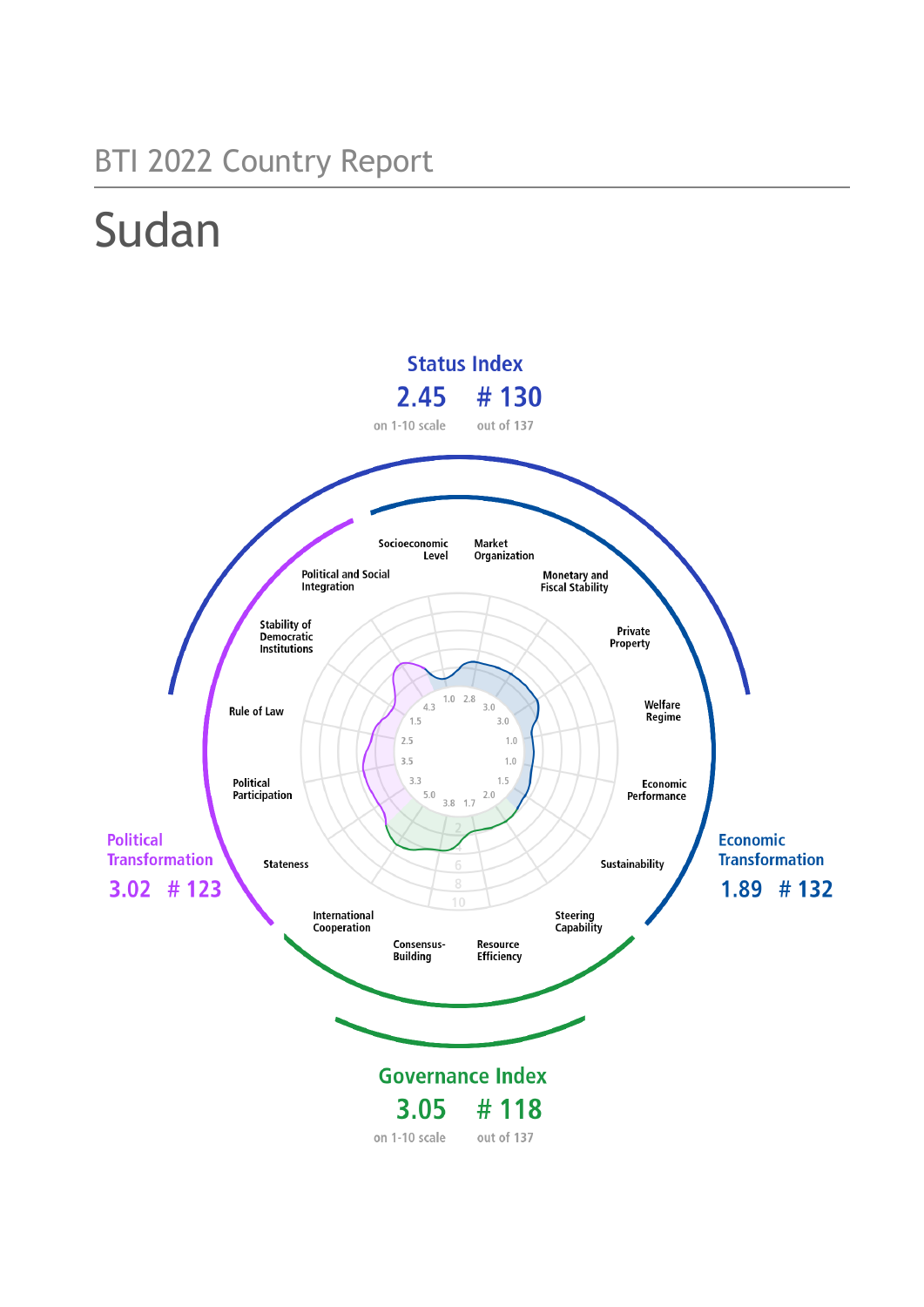BTI 2022 Country Report

# Sudan

**Status Index**

**2.45** on 1-10 scale

**# 130** out of 137

**Political Transformation**

**3.02 # 123**

**Economic Transformation**

**1.89 # 132**

**Governance Index**

**3.05** on 1-10 scale

**# 118** out of 137

| Criterion | Score |
|---|---|
| Stateness | 5.0 |
| Political Participation | 3.3 |
| Rule of Law | 3.5 |
| Stability of Democratic Institutions | 2.5 |
| Political and Social Integration | 1.5 |
| Socioeconomic Level | 4.3 |
| Market Organization | 1.0 |
| Monetary and Fiscal Stability | 2.8 |
| Private Property | 3.0 |
| Welfare Regime | 3.0 |
| Economic Performance | 1.0 |
| Sustainability | 1.0 |
| Steering Capability | 1.5 |
| Resource Efficiency | 2.0 |
| Consensus-Building | 1.7 |
| International Cooperation | 3.8 |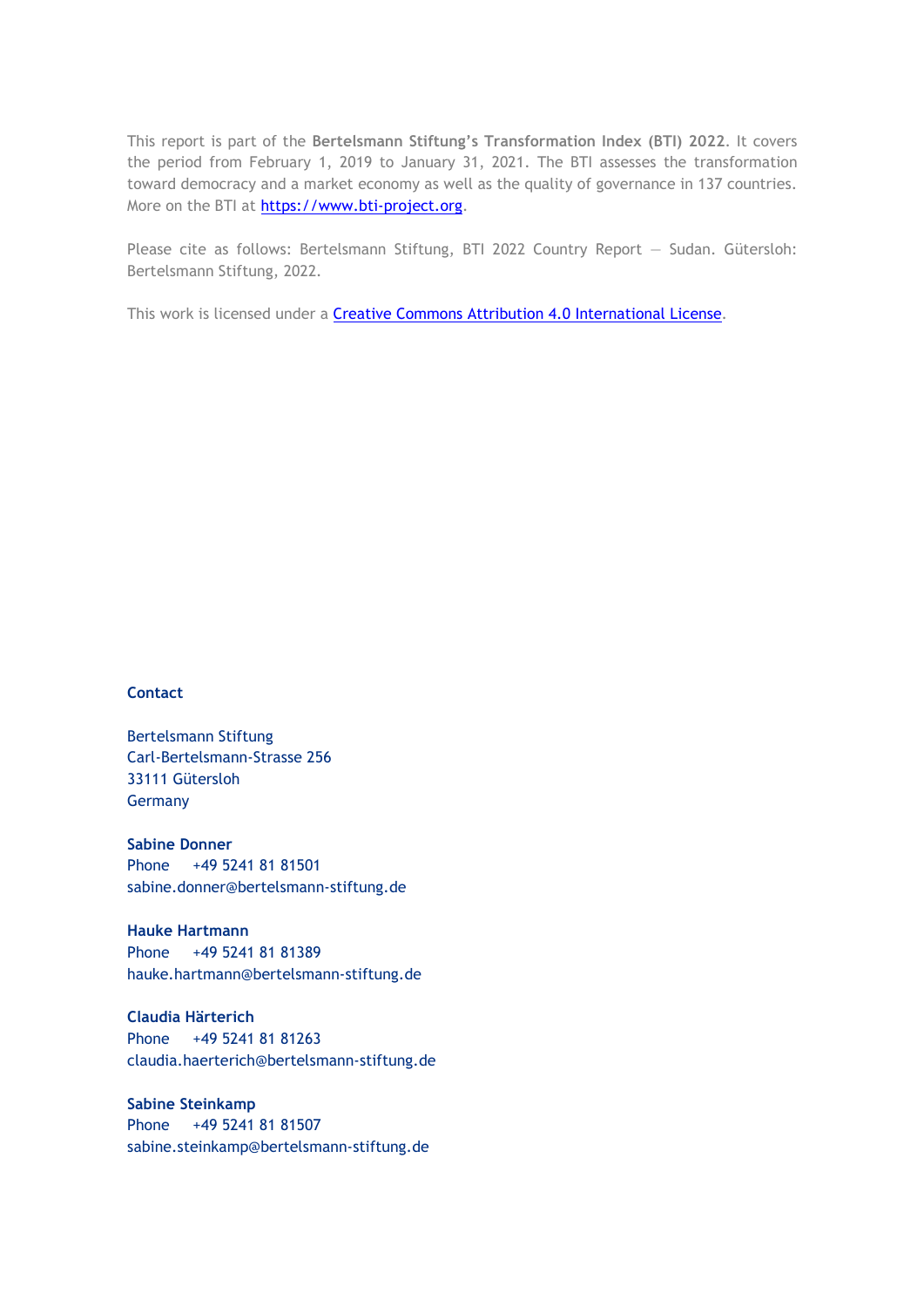This report is part of the **Bertelsmann Stiftung's Transformation Index (BTI) 2022**. It covers the period from February 1, 2019 to January 31, 2021. The BTI assesses the transformation toward democracy and a market economy as well as the quality of governance in 137 countries. More on the BTI at https://www.bti-project.org.

Please cite as follows: Bertelsmann Stiftung, BTI 2022 Country Report — Sudan. Gütersloh: Bertelsmann Stiftung, 2022.

This work is licensed under a Creative Commons Attribution 4.0 International License.

**Contact**

Bertelsmann Stiftung
Carl-Bertelsmann-Strasse 256
33111 Gütersloh
Germany

**Sabine Donner**
Phone +49 5241 81 81501
sabine.donner@bertelsmann-stiftung.de

**Hauke Hartmann**
Phone +49 5241 81 81389
hauke.hartmann@bertelsmann-stiftung.de

**Claudia Härterich**
Phone +49 5241 81 81263
claudia.haerterich@bertelsmann-stiftung.de

**Sabine Steinkamp**
Phone +49 5241 81 81507
sabine.steinkamp@bertelsmann-stiftung.de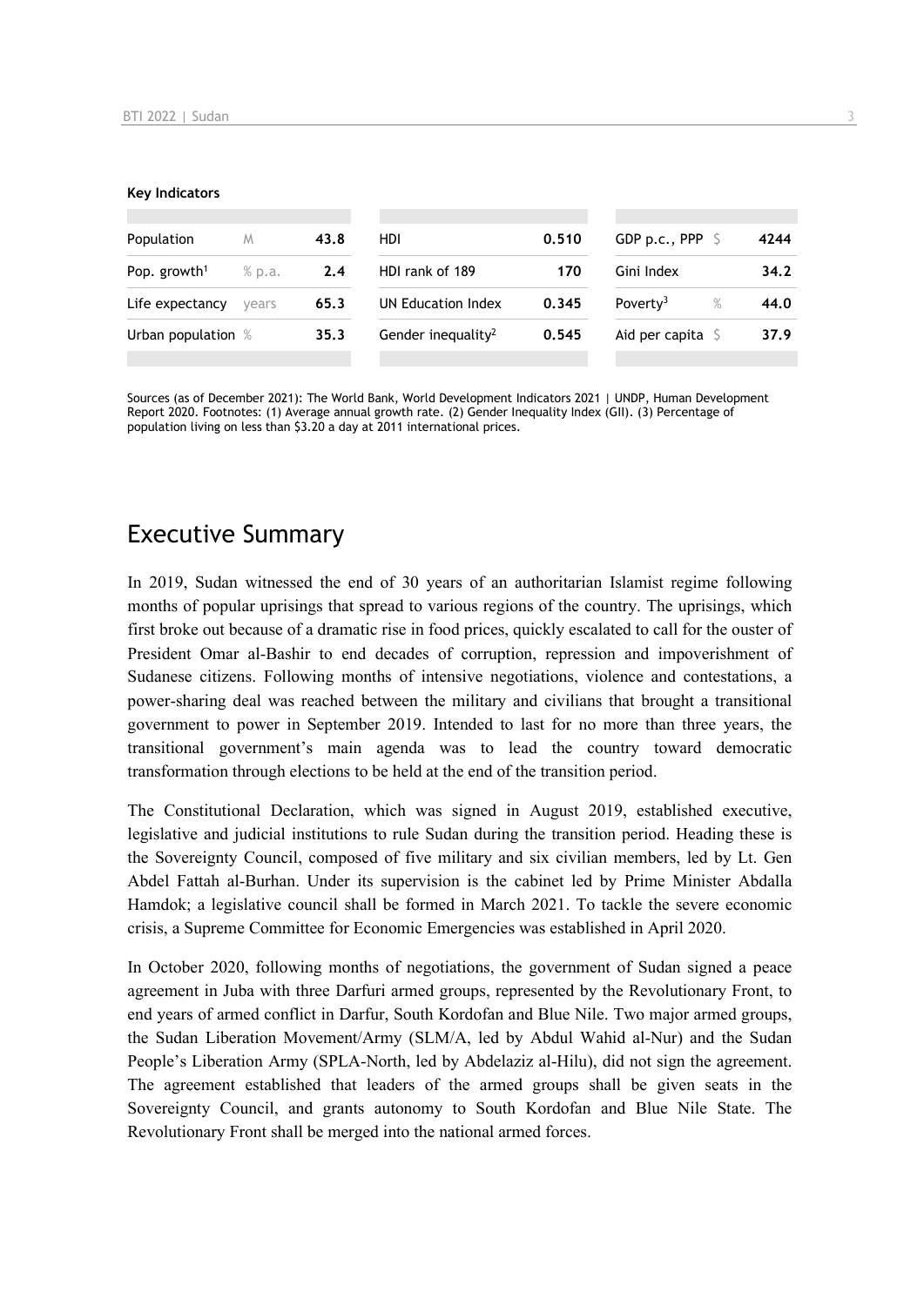**Key Indicators**

| | | | | | | | |
|---|---|---|---|---|---|---|---|
| Population | M | 43.8 | HDI | 0.510 | GDP p.c., PPP | $ | 4244 |
| Pop. growth[1] | % p.a. | 2.4 | HDI rank of 189 | 170 | Gini Index | | 34.2 |
| Life expectancy | years | 65.3 | UN Education Index | 0.345 | Poverty[3] | % | 44.0 |
| Urban population | % | 35.3 | Gender inequality[2] | 0.545 | Aid per capita | $ | 37.9 |

Sources (as of December 2021): The World Bank, World Development Indicators 2021 | UNDP, Human Development Report 2020. Footnotes: (1) Average annual growth rate. (2) Gender Inequality Index (GII). (3) Percentage of population living on less than $3.20 a day at 2011 international prices.

# Executive Summary

In 2019, Sudan witnessed the end of 30 years of an authoritarian Islamist regime following months of popular uprisings that spread to various regions of the country. The uprisings, which first broke out because of a dramatic rise in food prices, quickly escalated to call for the ouster of President Omar al-Bashir to end decades of corruption, repression and impoverishment of Sudanese citizens. Following months of intensive negotiations, violence and contestations, a power-sharing deal was reached between the military and civilians that brought a transitional government to power in September 2019. Intended to last for no more than three years, the transitional government's main agenda was to lead the country toward democratic transformation through elections to be held at the end of the transition period.

The Constitutional Declaration, which was signed in August 2019, established executive, legislative and judicial institutions to rule Sudan during the transition period. Heading these is the Sovereignty Council, composed of five military and six civilian members, led by Lt. Gen Abdel Fattah al-Burhan. Under its supervision is the cabinet led by Prime Minister Abdalla Hamdok; a legislative council shall be formed in March 2021. To tackle the severe economic crisis, a Supreme Committee for Economic Emergencies was established in April 2020.

In October 2020, following months of negotiations, the government of Sudan signed a peace agreement in Juba with three Darfuri armed groups, represented by the Revolutionary Front, to end years of armed conflict in Darfur, South Kordofan and Blue Nile. Two major armed groups, the Sudan Liberation Movement/Army (SLM/A, led by Abdul Wahid al-Nur) and the Sudan People's Liberation Army (SPLA-North, led by Abdelaziz al-Hilu), did not sign the agreement. The agreement established that leaders of the armed groups shall be given seats in the Sovereignty Council, and grants autonomy to South Kordofan and Blue Nile State. The Revolutionary Front shall be merged into the national armed forces.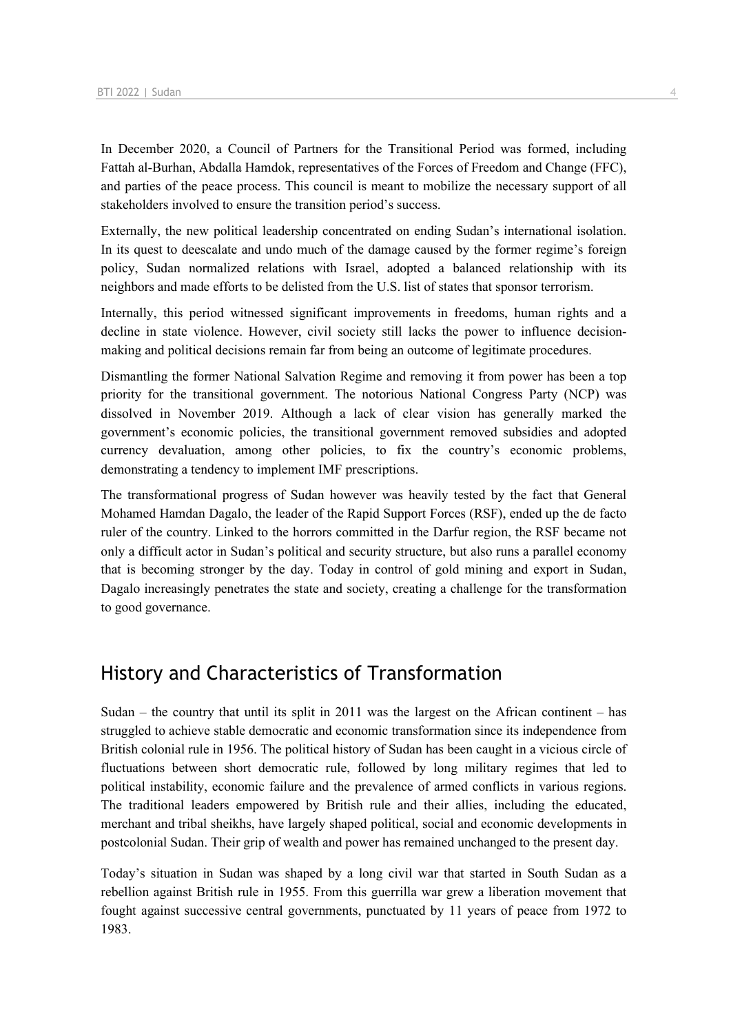In December 2020, a Council of Partners for the Transitional Period was formed, including Fattah al-Burhan, Abdalla Hamdok, representatives of the Forces of Freedom and Change (FFC), and parties of the peace process. This council is meant to mobilize the necessary support of all stakeholders involved to ensure the transition period's success.

Externally, the new political leadership concentrated on ending Sudan's international isolation. In its quest to deescalate and undo much of the damage caused by the former regime's foreign policy, Sudan normalized relations with Israel, adopted a balanced relationship with its neighbors and made efforts to be delisted from the U.S. list of states that sponsor terrorism.

Internally, this period witnessed significant improvements in freedoms, human rights and a decline in state violence. However, civil society still lacks the power to influence decision-making and political decisions remain far from being an outcome of legitimate procedures.

Dismantling the former National Salvation Regime and removing it from power has been a top priority for the transitional government. The notorious National Congress Party (NCP) was dissolved in November 2019. Although a lack of clear vision has generally marked the government's economic policies, the transitional government removed subsidies and adopted currency devaluation, among other policies, to fix the country's economic problems, demonstrating a tendency to implement IMF prescriptions.

The transformational progress of Sudan however was heavily tested by the fact that General Mohamed Hamdan Dagalo, the leader of the Rapid Support Forces (RSF), ended up the de facto ruler of the country. Linked to the horrors committed in the Darfur region, the RSF became not only a difficult actor in Sudan's political and security structure, but also runs a parallel economy that is becoming stronger by the day. Today in control of gold mining and export in Sudan, Dagalo increasingly penetrates the state and society, creating a challenge for the transformation to good governance.

## History and Characteristics of Transformation

Sudan – the country that until its split in 2011 was the largest on the African continent – has struggled to achieve stable democratic and economic transformation since its independence from British colonial rule in 1956. The political history of Sudan has been caught in a vicious circle of fluctuations between short democratic rule, followed by long military regimes that led to political instability, economic failure and the prevalence of armed conflicts in various regions. The traditional leaders empowered by British rule and their allies, including the educated, merchant and tribal sheikhs, have largely shaped political, social and economic developments in postcolonial Sudan. Their grip of wealth and power has remained unchanged to the present day.

Today's situation in Sudan was shaped by a long civil war that started in South Sudan as a rebellion against British rule in 1955. From this guerrilla war grew a liberation movement that fought against successive central governments, punctuated by 11 years of peace from 1972 to 1983.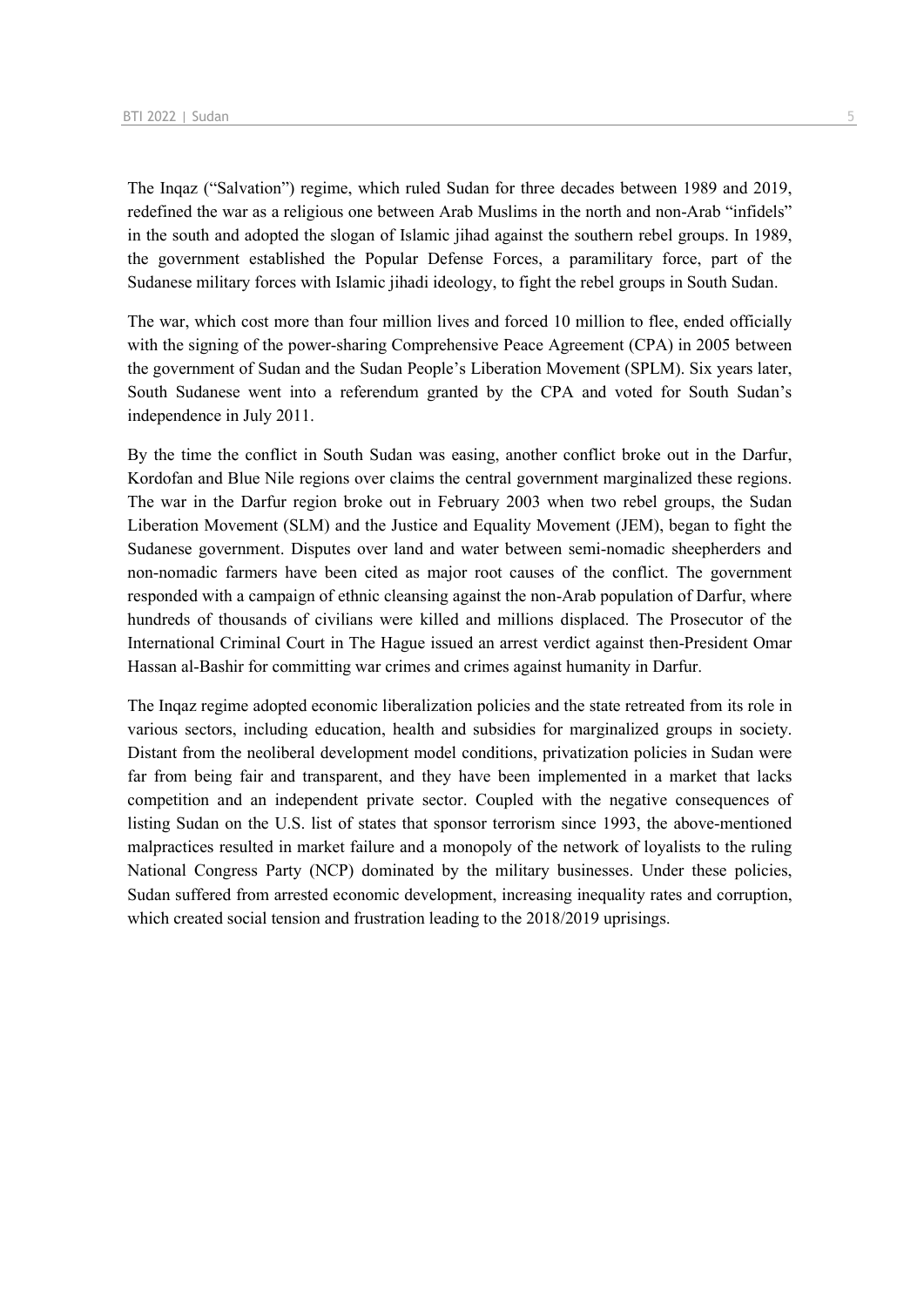The Inqaz ("Salvation") regime, which ruled Sudan for three decades between 1989 and 2019, redefined the war as a religious one between Arab Muslims in the north and non-Arab "infidels" in the south and adopted the slogan of Islamic jihad against the southern rebel groups. In 1989, the government established the Popular Defense Forces, a paramilitary force, part of the Sudanese military forces with Islamic jihadi ideology, to fight the rebel groups in South Sudan.

The war, which cost more than four million lives and forced 10 million to flee, ended officially with the signing of the power-sharing Comprehensive Peace Agreement (CPA) in 2005 between the government of Sudan and the Sudan People's Liberation Movement (SPLM). Six years later, South Sudanese went into a referendum granted by the CPA and voted for South Sudan's independence in July 2011.

By the time the conflict in South Sudan was easing, another conflict broke out in the Darfur, Kordofan and Blue Nile regions over claims the central government marginalized these regions. The war in the Darfur region broke out in February 2003 when two rebel groups, the Sudan Liberation Movement (SLM) and the Justice and Equality Movement (JEM), began to fight the Sudanese government. Disputes over land and water between semi-nomadic sheepherders and non-nomadic farmers have been cited as major root causes of the conflict. The government responded with a campaign of ethnic cleansing against the non-Arab population of Darfur, where hundreds of thousands of civilians were killed and millions displaced. The Prosecutor of the International Criminal Court in The Hague issued an arrest verdict against then-President Omar Hassan al-Bashir for committing war crimes and crimes against humanity in Darfur.

The Inqaz regime adopted economic liberalization policies and the state retreated from its role in various sectors, including education, health and subsidies for marginalized groups in society. Distant from the neoliberal development model conditions, privatization policies in Sudan were far from being fair and transparent, and they have been implemented in a market that lacks competition and an independent private sector. Coupled with the negative consequences of listing Sudan on the U.S. list of states that sponsor terrorism since 1993, the above-mentioned malpractices resulted in market failure and a monopoly of the network of loyalists to the ruling National Congress Party (NCP) dominated by the military businesses. Under these policies, Sudan suffered from arrested economic development, increasing inequality rates and corruption, which created social tension and frustration leading to the 2018/2019 uprisings.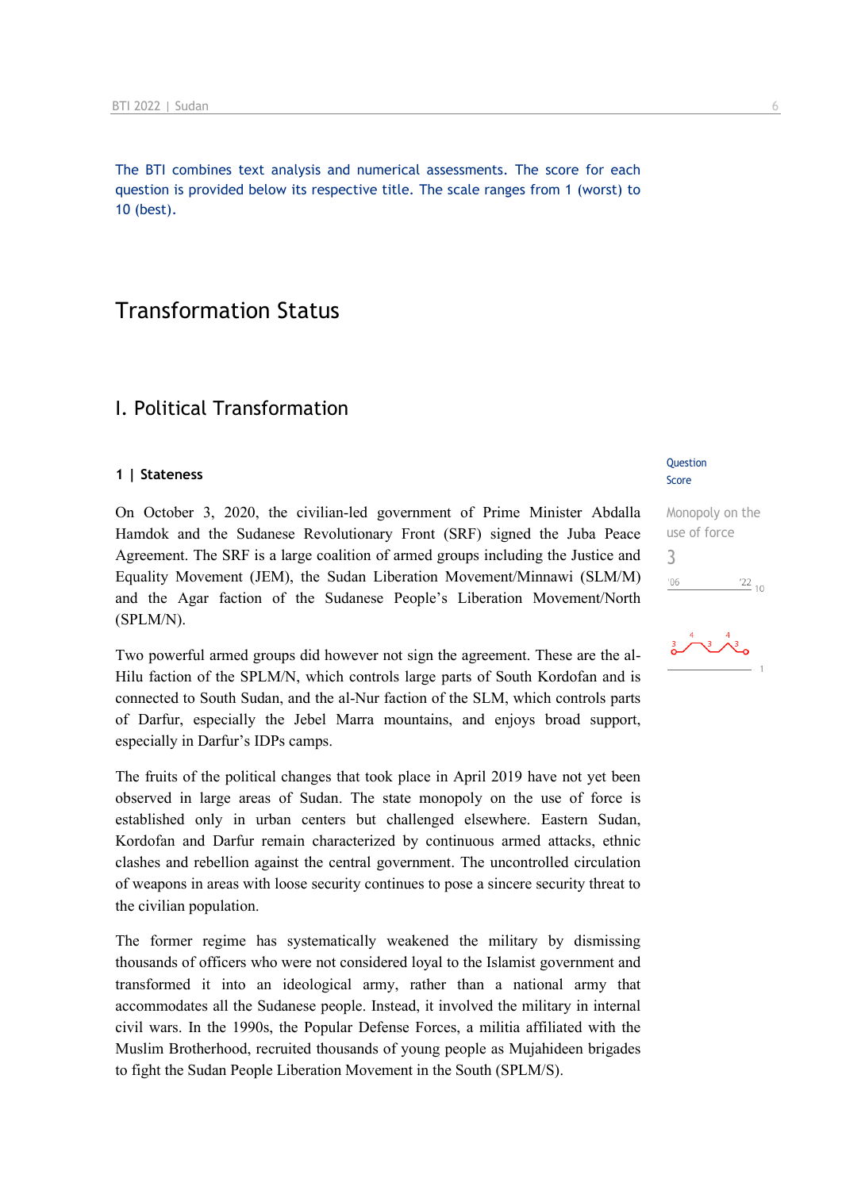The BTI combines text analysis and numerical assessments. The score for each question is provided below its respective title. The scale ranges from 1 (worst) to 10 (best).

# Transformation Status

## I. Political Transformation

### 1 | Stateness

Question Score

Monopoly on the use of force
3

On October 3, 2020, the civilian-led government of Prime Minister Abdalla Hamdok and the Sudanese Revolutionary Front (SRF) signed the Juba Peace Agreement. The SRF is a large coalition of armed groups including the Justice and Equality Movement (JEM), the Sudan Liberation Movement/Minnawi (SLM/M) and the Agar faction of the Sudanese People's Liberation Movement/North (SPLM/N).

Two powerful armed groups did however not sign the agreement. These are the al-Hilu faction of the SPLM/N, which controls large parts of South Kordofan and is connected to South Sudan, and the al-Nur faction of the SLM, which controls parts of Darfur, especially the Jebel Marra mountains, and enjoys broad support, especially in Darfur's IDPs camps.

The fruits of the political changes that took place in April 2019 have not yet been observed in large areas of Sudan. The state monopoly on the use of force is established only in urban centers but challenged elsewhere. Eastern Sudan, Kordofan and Darfur remain characterized by continuous armed attacks, ethnic clashes and rebellion against the central government. The uncontrolled circulation of weapons in areas with loose security continues to pose a sincere security threat to the civilian population.

The former regime has systematically weakened the military by dismissing thousands of officers who were not considered loyal to the Islamist government and transformed it into an ideological army, rather than a national army that accommodates all the Sudanese people. Instead, it involved the military in internal civil wars. In the 1990s, the Popular Defense Forces, a militia affiliated with the Muslim Brotherhood, recruited thousands of young people as Mujahideen brigades to fight the Sudan People Liberation Movement in the South (SPLM/S).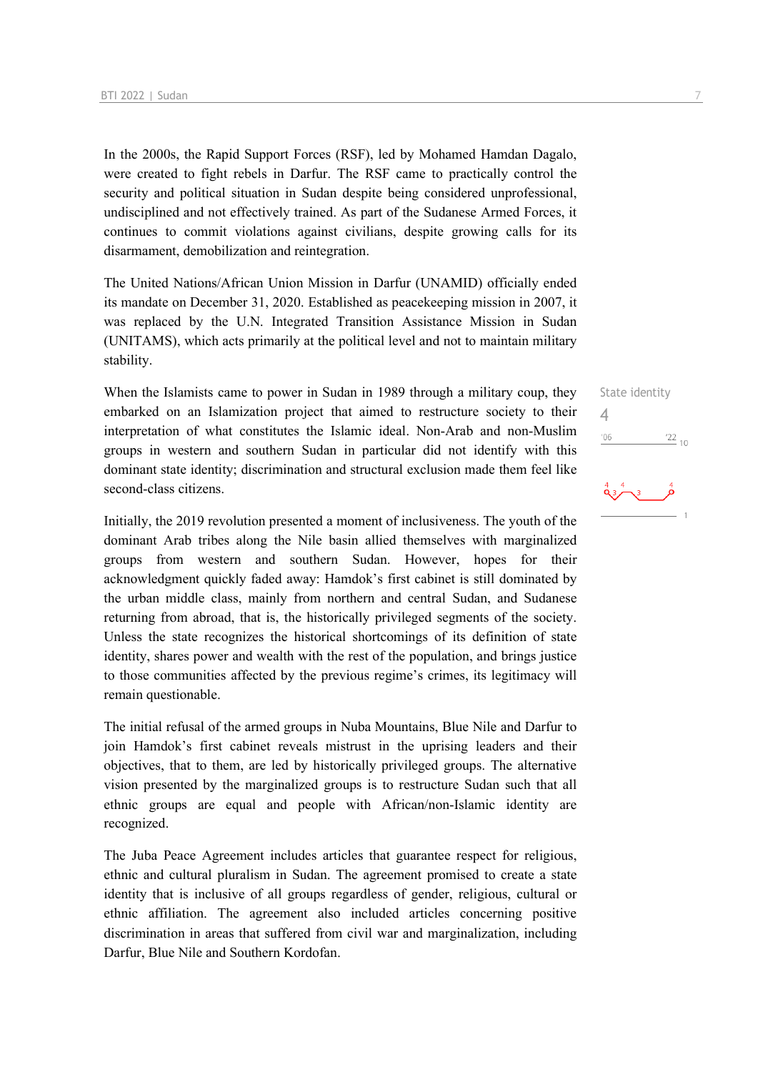In the 2000s, the Rapid Support Forces (RSF), led by Mohamed Hamdan Dagalo, were created to fight rebels in Darfur. The RSF came to practically control the security and political situation in Sudan despite being considered unprofessional, undisciplined and not effectively trained. As part of the Sudanese Armed Forces, it continues to commit violations against civilians, despite growing calls for its disarmament, demobilization and reintegration.

The United Nations/African Union Mission in Darfur (UNAMID) officially ended its mandate on December 31, 2020. Established as peacekeeping mission in 2007, it was replaced by the U.N. Integrated Transition Assistance Mission in Sudan (UNITAMS), which acts primarily at the political level and not to maintain military stability.

State identity
4

When the Islamists came to power in Sudan in 1989 through a military coup, they embarked on an Islamization project that aimed to restructure society to their interpretation of what constitutes the Islamic ideal. Non-Arab and non-Muslim groups in western and southern Sudan in particular did not identify with this dominant state identity; discrimination and structural exclusion made them feel like second-class citizens.

Initially, the 2019 revolution presented a moment of inclusiveness. The youth of the dominant Arab tribes along the Nile basin allied themselves with marginalized groups from western and southern Sudan. However, hopes for their acknowledgment quickly faded away: Hamdok's first cabinet is still dominated by the urban middle class, mainly from northern and central Sudan, and Sudanese returning from abroad, that is, the historically privileged segments of the society. Unless the state recognizes the historical shortcomings of its definition of state identity, shares power and wealth with the rest of the population, and brings justice to those communities affected by the previous regime's crimes, its legitimacy will remain questionable.

The initial refusal of the armed groups in Nuba Mountains, Blue Nile and Darfur to join Hamdok's first cabinet reveals mistrust in the uprising leaders and their objectives, that to them, are led by historically privileged groups. The alternative vision presented by the marginalized groups is to restructure Sudan such that all ethnic groups are equal and people with African/non-Islamic identity are recognized.

The Juba Peace Agreement includes articles that guarantee respect for religious, ethnic and cultural pluralism in Sudan. The agreement promised to create a state identity that is inclusive of all groups regardless of gender, religious, cultural or ethnic affiliation. The agreement also included articles concerning positive discrimination in areas that suffered from civil war and marginalization, including Darfur, Blue Nile and Southern Kordofan.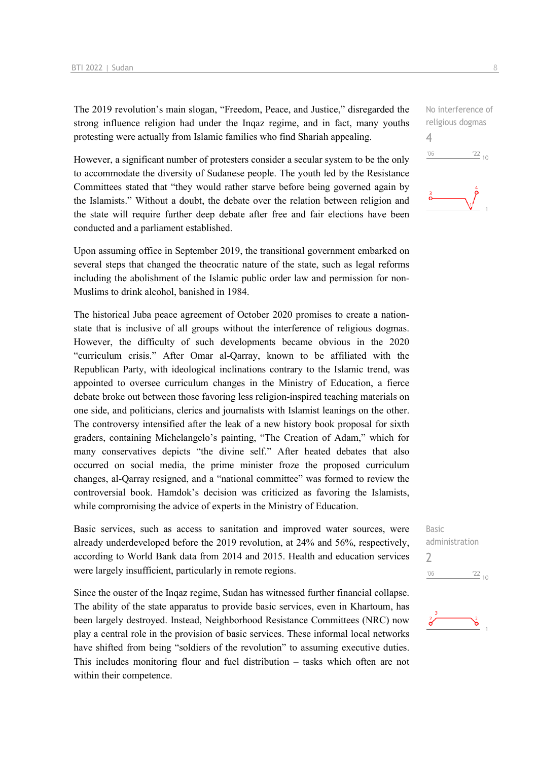The 2019 revolution's main slogan, "Freedom, Peace, and Justice," disregarded the strong influence religion had under the Inqaz regime, and in fact, many youths protesting were actually from Islamic families who find Shariah appealing.

No interference of religious dogmas
4

However, a significant number of protesters consider a secular system to be the only to accommodate the diversity of Sudanese people. The youth led by the Resistance Committees stated that "they would rather starve before being governed again by the Islamists." Without a doubt, the debate over the relation between religion and the state will require further deep debate after free and fair elections have been conducted and a parliament established.

Upon assuming office in September 2019, the transitional government embarked on several steps that changed the theocratic nature of the state, such as legal reforms including the abolishment of the Islamic public order law and permission for non-Muslims to drink alcohol, banished in 1984.

The historical Juba peace agreement of October 2020 promises to create a nation-state that is inclusive of all groups without the interference of religious dogmas. However, the difficulty of such developments became obvious in the 2020 "curriculum crisis." After Omar al-Qarray, known to be affiliated with the Republican Party, with ideological inclinations contrary to the Islamic trend, was appointed to oversee curriculum changes in the Ministry of Education, a fierce debate broke out between those favoring less religion-inspired teaching materials on one side, and politicians, clerics and journalists with Islamist leanings on the other. The controversy intensified after the leak of a new history book proposal for sixth graders, containing Michelangelo's painting, "The Creation of Adam," which for many conservatives depicts "the divine self." After heated debates that also occurred on social media, the prime minister froze the proposed curriculum changes, al-Qarray resigned, and a "national committee" was formed to review the controversial book. Hamdok's decision was criticized as favoring the Islamists, while compromising the advice of experts in the Ministry of Education.

Basic services, such as access to sanitation and improved water sources, were already underdeveloped before the 2019 revolution, at 24% and 56%, respectively, according to World Bank data from 2014 and 2015. Health and education services were largely insufficient, particularly in remote regions.

Basic administration
2

Since the ouster of the Inqaz regime, Sudan has witnessed further financial collapse. The ability of the state apparatus to provide basic services, even in Khartoum, has been largely destroyed. Instead, Neighborhood Resistance Committees (NRC) now play a central role in the provision of basic services. These informal local networks have shifted from being "soldiers of the revolution" to assuming executive duties. This includes monitoring flour and fuel distribution – tasks which often are not within their competence.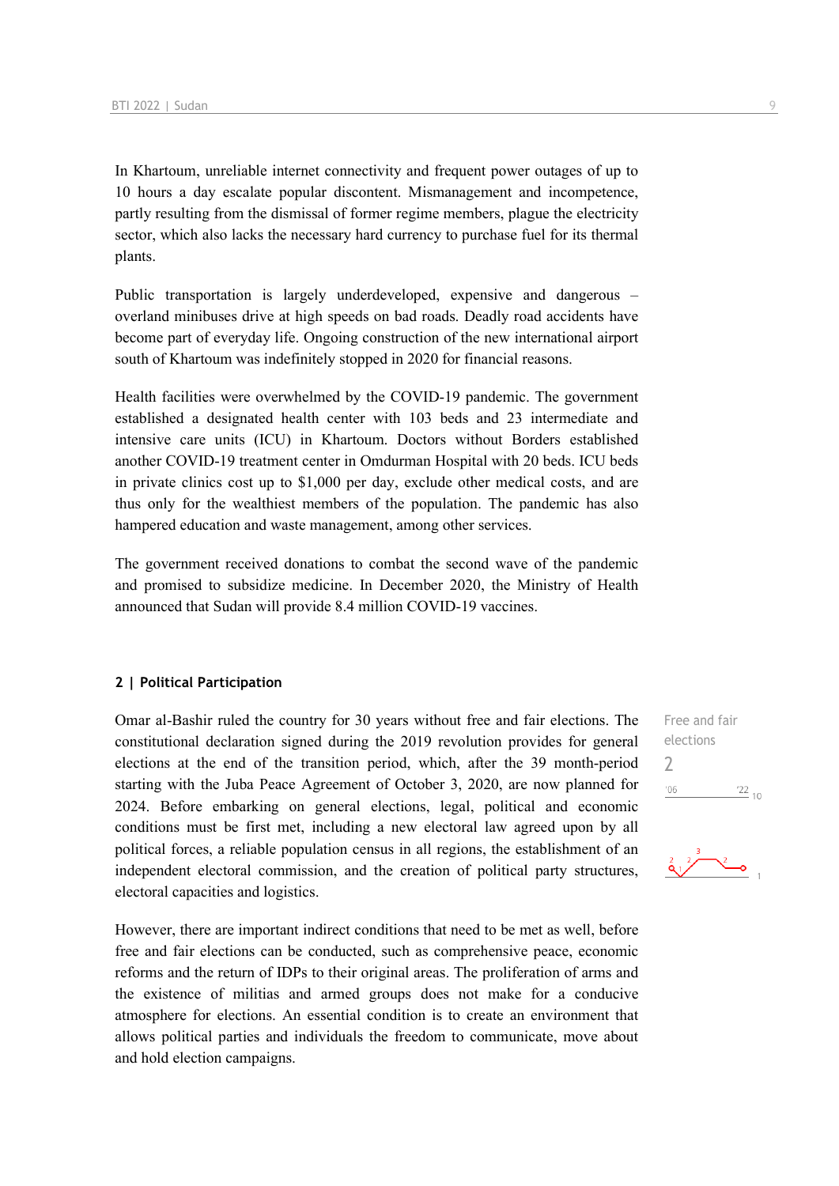In Khartoum, unreliable internet connectivity and frequent power outages of up to 10 hours a day escalate popular discontent. Mismanagement and incompetence, partly resulting from the dismissal of former regime members, plague the electricity sector, which also lacks the necessary hard currency to purchase fuel for its thermal plants.

Public transportation is largely underdeveloped, expensive and dangerous – overland minibuses drive at high speeds on bad roads. Deadly road accidents have become part of everyday life. Ongoing construction of the new international airport south of Khartoum was indefinitely stopped in 2020 for financial reasons.

Health facilities were overwhelmed by the COVID-19 pandemic. The government established a designated health center with 103 beds and 23 intermediate and intensive care units (ICU) in Khartoum. Doctors without Borders established another COVID-19 treatment center in Omdurman Hospital with 20 beds. ICU beds in private clinics cost up to $1,000 per day, exclude other medical costs, and are thus only for the wealthiest members of the population. The pandemic has also hampered education and waste management, among other services.

The government received donations to combat the second wave of the pandemic and promised to subsidize medicine. In December 2020, the Ministry of Health announced that Sudan will provide 8.4 million COVID-19 vaccines.

## 2 | Political Participation

Free and fair elections

2

Omar al-Bashir ruled the country for 30 years without free and fair elections. The constitutional declaration signed during the 2019 revolution provides for general elections at the end of the transition period, which, after the 39 month-period starting with the Juba Peace Agreement of October 3, 2020, are now planned for 2024. Before embarking on general elections, legal, political and economic conditions must be first met, including a new electoral law agreed upon by all political forces, a reliable population census in all regions, the establishment of an independent electoral commission, and the creation of political party structures, electoral capacities and logistics.

However, there are important indirect conditions that need to be met as well, before free and fair elections can be conducted, such as comprehensive peace, economic reforms and the return of IDPs to their original areas. The proliferation of arms and the existence of militias and armed groups does not make for a conducive atmosphere for elections. An essential condition is to create an environment that allows political parties and individuals the freedom to communicate, move about and hold election campaigns.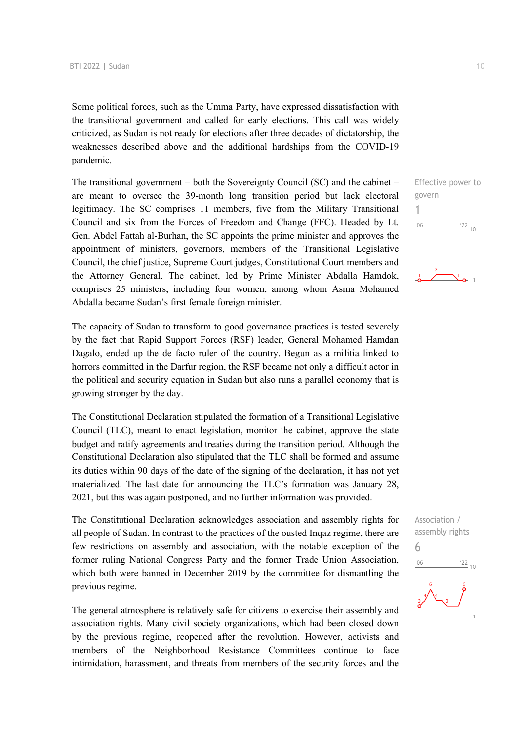Some political forces, such as the Umma Party, have expressed dissatisfaction with the transitional government and called for early elections. This call was widely criticized, as Sudan is not ready for elections after three decades of dictatorship, the weaknesses described above and the additional hardships from the COVID-19 pandemic.

The transitional government – both the Sovereignty Council (SC) and the cabinet – are meant to oversee the 39-month long transition period but lack electoral legitimacy. The SC comprises 11 members, five from the Military Transitional Council and six from the Forces of Freedom and Change (FFC). Headed by Lt. Gen. Abdel Fattah al-Burhan, the SC appoints the prime minister and approves the appointment of ministers, governors, members of the Transitional Legislative Council, the chief justice, Supreme Court judges, Constitutional Court members and the Attorney General. The cabinet, led by Prime Minister Abdalla Hamdok, comprises 25 ministers, including four women, among whom Asma Mohamed Abdalla became Sudan's first female foreign minister.

Effective power to govern
1

The capacity of Sudan to transform to good governance practices is tested severely by the fact that Rapid Support Forces (RSF) leader, General Mohamed Hamdan Dagalo, ended up the de facto ruler of the country. Begun as a militia linked to horrors committed in the Darfur region, the RSF became not only a difficult actor in the political and security equation in Sudan but also runs a parallel economy that is growing stronger by the day.

The Constitutional Declaration stipulated the formation of a Transitional Legislative Council (TLC), meant to enact legislation, monitor the cabinet, approve the state budget and ratify agreements and treaties during the transition period. Although the Constitutional Declaration also stipulated that the TLC shall be formed and assume its duties within 90 days of the date of the signing of the declaration, it has not yet materialized. The last date for announcing the TLC's formation was January 28, 2021, but this was again postponed, and no further information was provided.

The Constitutional Declaration acknowledges association and assembly rights for all people of Sudan. In contrast to the practices of the ousted Inqaz regime, there are few restrictions on assembly and association, with the notable exception of the former ruling National Congress Party and the former Trade Union Association, which both were banned in December 2019 by the committee for dismantling the previous regime.

Association / assembly rights
6

The general atmosphere is relatively safe for citizens to exercise their assembly and association rights. Many civil society organizations, which had been closed down by the previous regime, reopened after the revolution. However, activists and members of the Neighborhood Resistance Committees continue to face intimidation, harassment, and threats from members of the security forces and the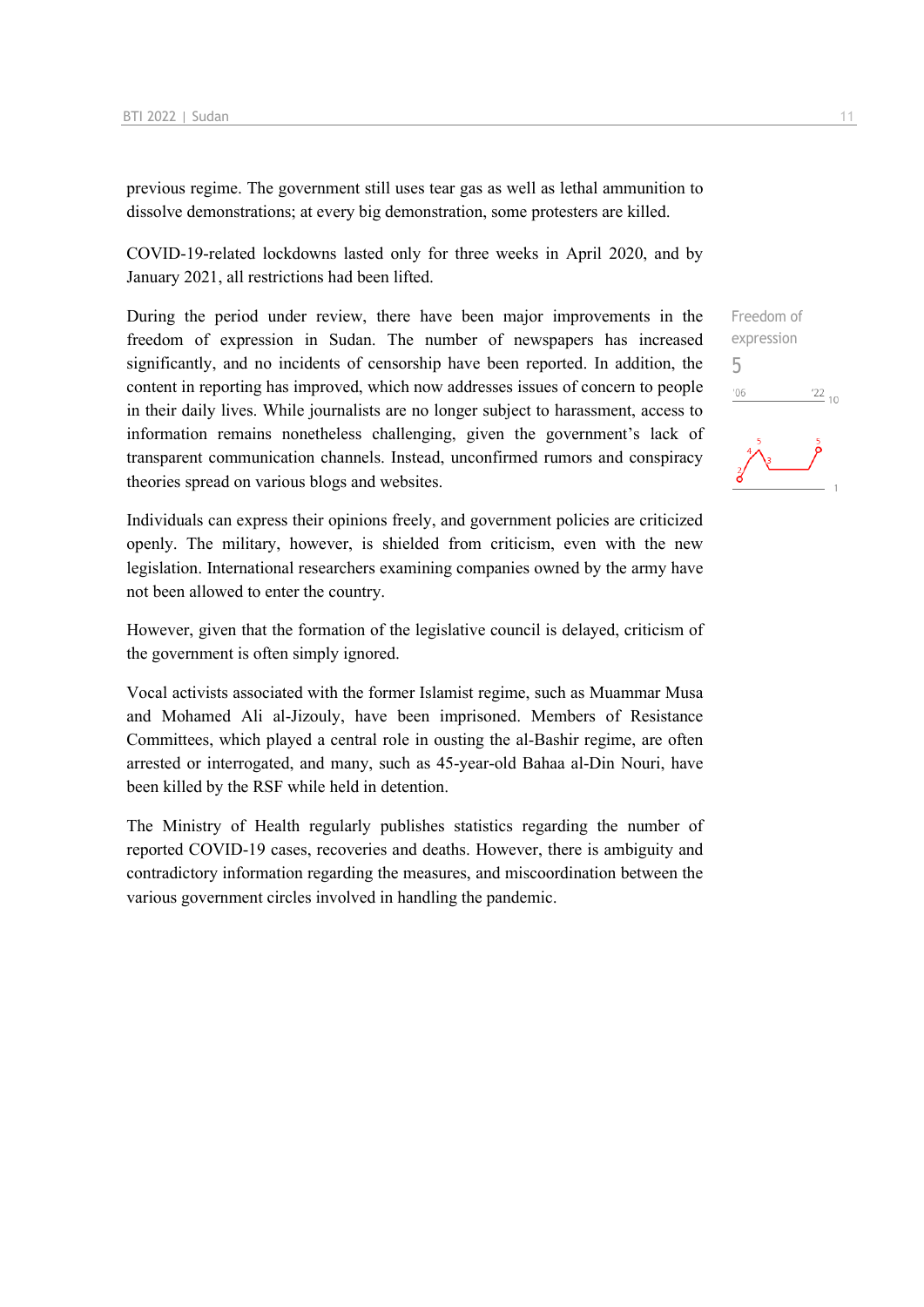previous regime. The government still uses tear gas as well as lethal ammunition to dissolve demonstrations; at every big demonstration, some protesters are killed.

COVID-19-related lockdowns lasted only for three weeks in April 2020, and by January 2021, all restrictions had been lifted.

Freedom of expression
5

During the period under review, there have been major improvements in the freedom of expression in Sudan. The number of newspapers has increased significantly, and no incidents of censorship have been reported. In addition, the content in reporting has improved, which now addresses issues of concern to people in their daily lives. While journalists are no longer subject to harassment, access to information remains nonetheless challenging, given the government's lack of transparent communication channels. Instead, unconfirmed rumors and conspiracy theories spread on various blogs and websites.

Individuals can express their opinions freely, and government policies are criticized openly. The military, however, is shielded from criticism, even with the new legislation. International researchers examining companies owned by the army have not been allowed to enter the country.

However, given that the formation of the legislative council is delayed, criticism of the government is often simply ignored.

Vocal activists associated with the former Islamist regime, such as Muammar Musa and Mohamed Ali al-Jizouly, have been imprisoned. Members of Resistance Committees, which played a central role in ousting the al-Bashir regime, are often arrested or interrogated, and many, such as 45-year-old Bahaa al-Din Nouri, have been killed by the RSF while held in detention.

The Ministry of Health regularly publishes statistics regarding the number of reported COVID-19 cases, recoveries and deaths. However, there is ambiguity and contradictory information regarding the measures, and miscoordination between the various government circles involved in handling the pandemic.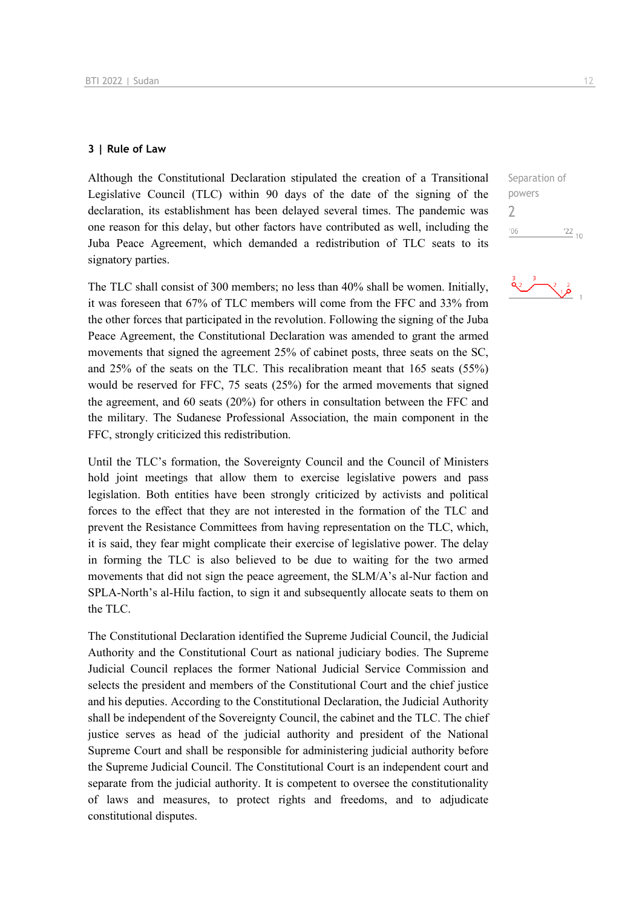## 3 | Rule of Law

Although the Constitutional Declaration stipulated the creation of a Transitional Legislative Council (TLC) within 90 days of the date of the signing of the declaration, its establishment has been delayed several times. The pandemic was one reason for this delay, but other factors have contributed as well, including the Juba Peace Agreement, which demanded a redistribution of TLC seats to its signatory parties.

Separation of powers
2

The TLC shall consist of 300 members; no less than 40% shall be women. Initially, it was foreseen that 67% of TLC members will come from the FFC and 33% from the other forces that participated in the revolution. Following the signing of the Juba Peace Agreement, the Constitutional Declaration was amended to grant the armed movements that signed the agreement 25% of cabinet posts, three seats on the SC, and 25% of the seats on the TLC. This recalibration meant that 165 seats (55%) would be reserved for FFC, 75 seats (25%) for the armed movements that signed the agreement, and 60 seats (20%) for others in consultation between the FFC and the military. The Sudanese Professional Association, the main component in the FFC, strongly criticized this redistribution.

Until the TLC's formation, the Sovereignty Council and the Council of Ministers hold joint meetings that allow them to exercise legislative powers and pass legislation. Both entities have been strongly criticized by activists and political forces to the effect that they are not interested in the formation of the TLC and prevent the Resistance Committees from having representation on the TLC, which, it is said, they fear might complicate their exercise of legislative power. The delay in forming the TLC is also believed to be due to waiting for the two armed movements that did not sign the peace agreement, the SLM/A's al-Nur faction and SPLA-North's al-Hilu faction, to sign it and subsequently allocate seats to them on the TLC.

The Constitutional Declaration identified the Supreme Judicial Council, the Judicial Authority and the Constitutional Court as national judiciary bodies. The Supreme Judicial Council replaces the former National Judicial Service Commission and selects the president and members of the Constitutional Court and the chief justice and his deputies. According to the Constitutional Declaration, the Judicial Authority shall be independent of the Sovereignty Council, the cabinet and the TLC. The chief justice serves as head of the judicial authority and president of the National Supreme Court and shall be responsible for administering judicial authority before the Supreme Judicial Council. The Constitutional Court is an independent court and separate from the judicial authority. It is competent to oversee the constitutionality of laws and measures, to protect rights and freedoms, and to adjudicate constitutional disputes.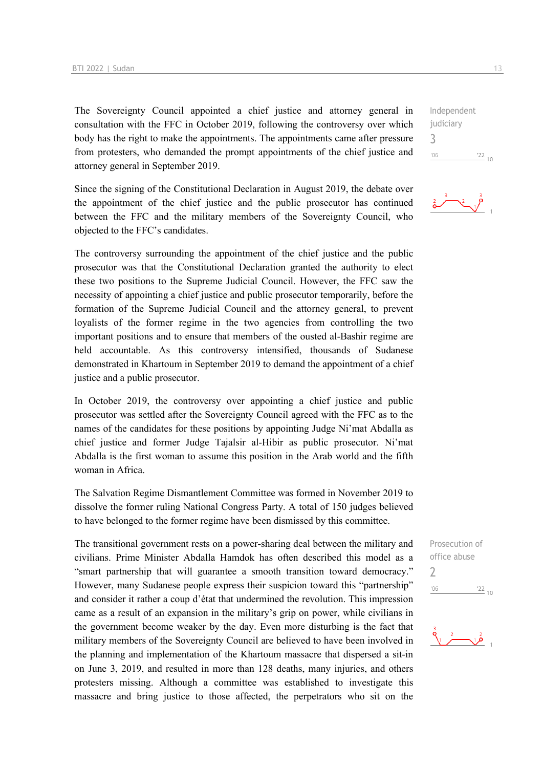The Sovereignty Council appointed a chief justice and attorney general in consultation with the FFC in October 2019, following the controversy over which body has the right to make the appointments. The appointments came after pressure from protesters, who demanded the prompt appointments of the chief justice and attorney general in September 2019.

Independent judiciary
3

Since the signing of the Constitutional Declaration in August 2019, the debate over the appointment of the chief justice and the public prosecutor has continued between the FFC and the military members of the Sovereignty Council, who objected to the FFC's candidates.

The controversy surrounding the appointment of the chief justice and the public prosecutor was that the Constitutional Declaration granted the authority to elect these two positions to the Supreme Judicial Council. However, the FFC saw the necessity of appointing a chief justice and public prosecutor temporarily, before the formation of the Supreme Judicial Council and the attorney general, to prevent loyalists of the former regime in the two agencies from controlling the two important positions and to ensure that members of the ousted al-Bashir regime are held accountable. As this controversy intensified, thousands of Sudanese demonstrated in Khartoum in September 2019 to demand the appointment of a chief justice and a public prosecutor.

In October 2019, the controversy over appointing a chief justice and public prosecutor was settled after the Sovereignty Council agreed with the FFC as to the names of the candidates for these positions by appointing Judge Ni'mat Abdalla as chief justice and former Judge Tajalsir al-Hibir as public prosecutor. Ni'mat Abdalla is the first woman to assume this position in the Arab world and the fifth woman in Africa.

The Salvation Regime Dismantlement Committee was formed in November 2019 to dissolve the former ruling National Congress Party. A total of 150 judges believed to have belonged to the former regime have been dismissed by this committee.

Prosecution of office abuse
2

The transitional government rests on a power-sharing deal between the military and civilians. Prime Minister Abdalla Hamdok has often described this model as a "smart partnership that will guarantee a smooth transition toward democracy." However, many Sudanese people express their suspicion toward this "partnership" and consider it rather a coup d'état that undermined the revolution. This impression came as a result of an expansion in the military's grip on power, while civilians in the government become weaker by the day. Even more disturbing is the fact that military members of the Sovereignty Council are believed to have been involved in the planning and implementation of the Khartoum massacre that dispersed a sit-in on June 3, 2019, and resulted in more than 128 deaths, many injuries, and others protesters missing. Although a committee was established to investigate this massacre and bring justice to those affected, the perpetrators who sit on the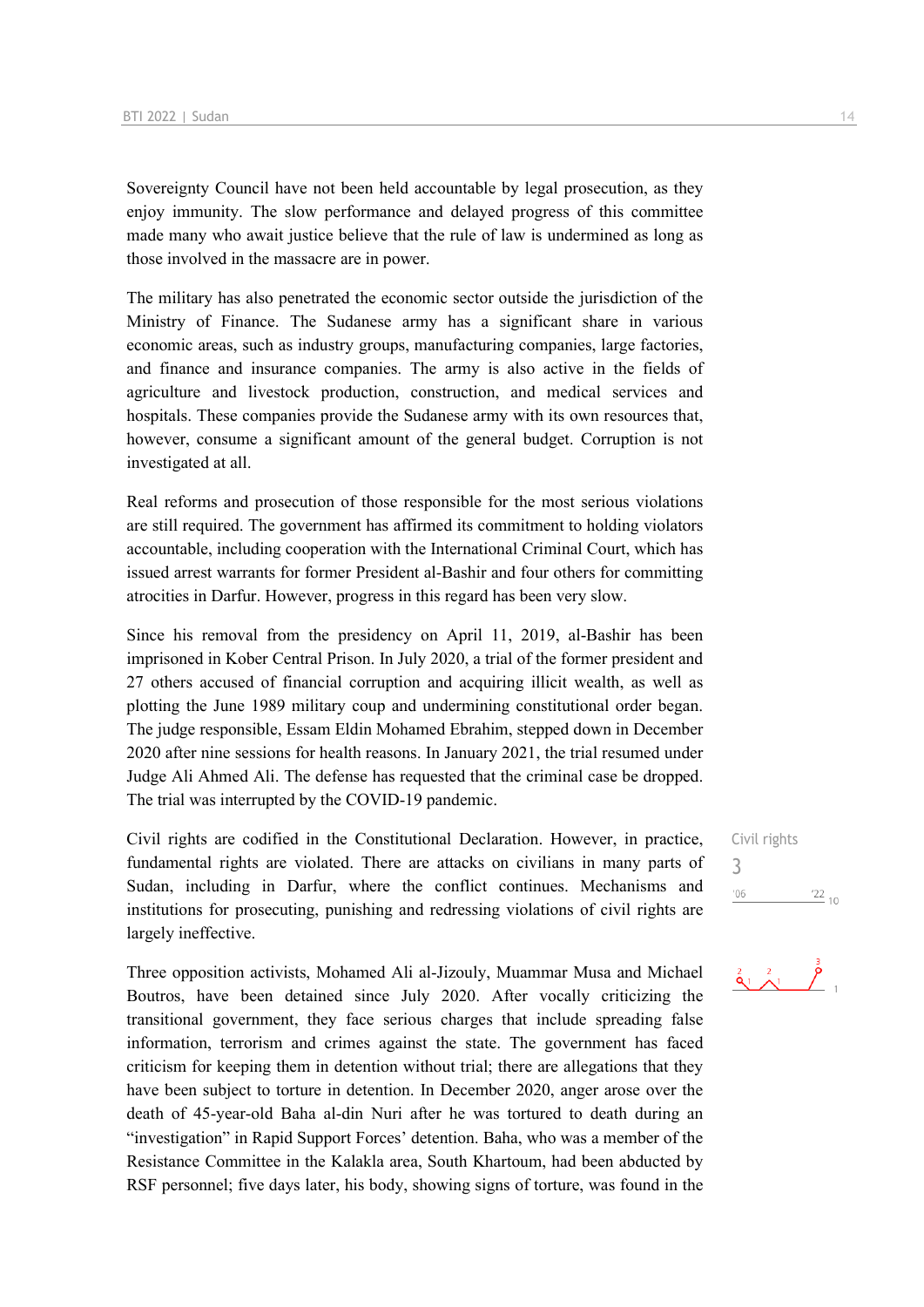Sovereignty Council have not been held accountable by legal prosecution, as they enjoy immunity. The slow performance and delayed progress of this committee made many who await justice believe that the rule of law is undermined as long as those involved in the massacre are in power.

The military has also penetrated the economic sector outside the jurisdiction of the Ministry of Finance. The Sudanese army has a significant share in various economic areas, such as industry groups, manufacturing companies, large factories, and finance and insurance companies. The army is also active in the fields of agriculture and livestock production, construction, and medical services and hospitals. These companies provide the Sudanese army with its own resources that, however, consume a significant amount of the general budget. Corruption is not investigated at all.

Real reforms and prosecution of those responsible for the most serious violations are still required. The government has affirmed its commitment to holding violators accountable, including cooperation with the International Criminal Court, which has issued arrest warrants for former President al-Bashir and four others for committing atrocities in Darfur. However, progress in this regard has been very slow.

Since his removal from the presidency on April 11, 2019, al-Bashir has been imprisoned in Kober Central Prison. In July 2020, a trial of the former president and 27 others accused of financial corruption and acquiring illicit wealth, as well as plotting the June 1989 military coup and undermining constitutional order began. The judge responsible, Essam Eldin Mohamed Ebrahim, stepped down in December 2020 after nine sessions for health reasons. In January 2021, the trial resumed under Judge Ali Ahmed Ali. The defense has requested that the criminal case be dropped. The trial was interrupted by the COVID-19 pandemic.

Civil rights
3

Civil rights are codified in the Constitutional Declaration. However, in practice, fundamental rights are violated. There are attacks on civilians in many parts of Sudan, including in Darfur, where the conflict continues. Mechanisms and institutions for prosecuting, punishing and redressing violations of civil rights are largely ineffective.

Three opposition activists, Mohamed Ali al-Jizouly, Muammar Musa and Michael Boutros, have been detained since July 2020. After vocally criticizing the transitional government, they face serious charges that include spreading false information, terrorism and crimes against the state. The government has faced criticism for keeping them in detention without trial; there are allegations that they have been subject to torture in detention. In December 2020, anger arose over the death of 45-year-old Baha al-din Nuri after he was tortured to death during an "investigation" in Rapid Support Forces' detention. Baha, who was a member of the Resistance Committee in the Kalakla area, South Khartoum, had been abducted by RSF personnel; five days later, his body, showing signs of torture, was found in the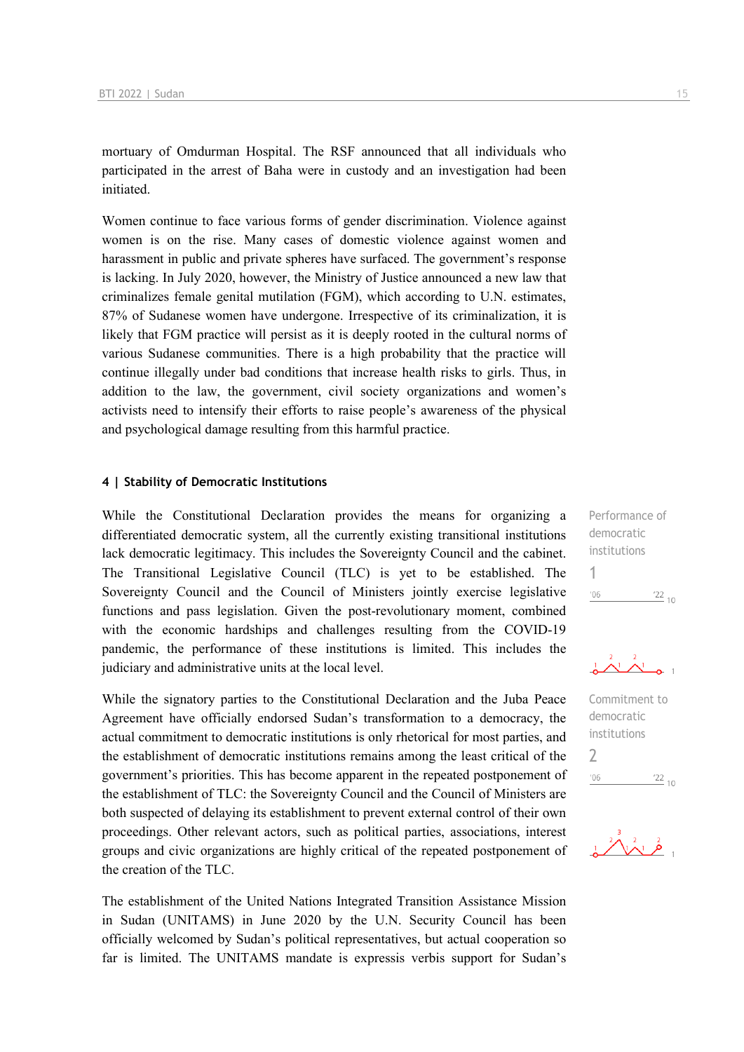mortuary of Omdurman Hospital. The RSF announced that all individuals who participated in the arrest of Baha were in custody and an investigation had been initiated.

Women continue to face various forms of gender discrimination. Violence against women is on the rise. Many cases of domestic violence against women and harassment in public and private spheres have surfaced. The government's response is lacking. In July 2020, however, the Ministry of Justice announced a new law that criminalizes female genital mutilation (FGM), which according to U.N. estimates, 87% of Sudanese women have undergone. Irrespective of its criminalization, it is likely that FGM practice will persist as it is deeply rooted in the cultural norms of various Sudanese communities. There is a high probability that the practice will continue illegally under bad conditions that increase health risks to girls. Thus, in addition to the law, the government, civil society organizations and women's activists need to intensify their efforts to raise people's awareness of the physical and psychological damage resulting from this harmful practice.

## 4 | Stability of Democratic Institutions

Performance of democratic institutions
1

While the Constitutional Declaration provides the means for organizing a differentiated democratic system, all the currently existing transitional institutions lack democratic legitimacy. This includes the Sovereignty Council and the cabinet. The Transitional Legislative Council (TLC) is yet to be established. The Sovereignty Council and the Council of Ministers jointly exercise legislative functions and pass legislation. Given the post-revolutionary moment, combined with the economic hardships and challenges resulting from the COVID-19 pandemic, the performance of these institutions is limited. This includes the judiciary and administrative units at the local level.

Commitment to democratic institutions
2

While the signatory parties to the Constitutional Declaration and the Juba Peace Agreement have officially endorsed Sudan's transformation to a democracy, the actual commitment to democratic institutions is only rhetorical for most parties, and the establishment of democratic institutions remains among the least critical of the government's priorities. This has become apparent in the repeated postponement of the establishment of TLC: the Sovereignty Council and the Council of Ministers are both suspected of delaying its establishment to prevent external control of their own proceedings. Other relevant actors, such as political parties, associations, interest groups and civic organizations are highly critical of the repeated postponement of the creation of the TLC.

The establishment of the United Nations Integrated Transition Assistance Mission in Sudan (UNITAMS) in June 2020 by the U.N. Security Council has been officially welcomed by Sudan's political representatives, but actual cooperation so far is limited. The UNITAMS mandate is expressis verbis support for Sudan's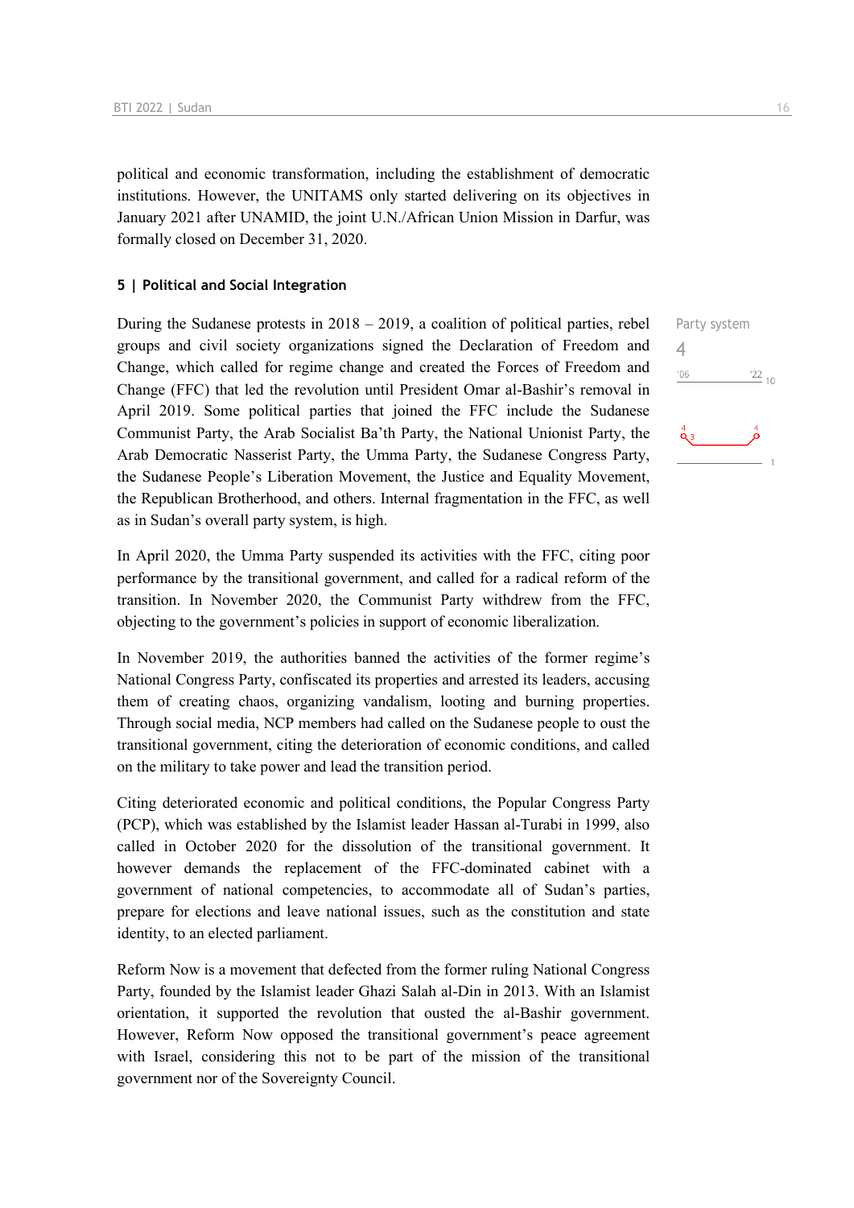political and economic transformation, including the establishment of democratic institutions. However, the UNITAMS only started delivering on its objectives in January 2021 after UNAMID, the joint U.N./African Union Mission in Darfur, was formally closed on December 31, 2020.

### 5 | Political and Social Integration

Party system

4

During the Sudanese protests in 2018 – 2019, a coalition of political parties, rebel groups and civil society organizations signed the Declaration of Freedom and Change, which called for regime change and created the Forces of Freedom and Change (FFC) that led the revolution until President Omar al-Bashir's removal in April 2019. Some political parties that joined the FFC include the Sudanese Communist Party, the Arab Socialist Ba'th Party, the National Unionist Party, the Arab Democratic Nasserist Party, the Umma Party, the Sudanese Congress Party, the Sudanese People's Liberation Movement, the Justice and Equality Movement, the Republican Brotherhood, and others. Internal fragmentation in the FFC, as well as in Sudan's overall party system, is high.

In April 2020, the Umma Party suspended its activities with the FFC, citing poor performance by the transitional government, and called for a radical reform of the transition. In November 2020, the Communist Party withdrew from the FFC, objecting to the government's policies in support of economic liberalization.

In November 2019, the authorities banned the activities of the former regime's National Congress Party, confiscated its properties and arrested its leaders, accusing them of creating chaos, organizing vandalism, looting and burning properties. Through social media, NCP members had called on the Sudanese people to oust the transitional government, citing the deterioration of economic conditions, and called on the military to take power and lead the transition period.

Citing deteriorated economic and political conditions, the Popular Congress Party (PCP), which was established by the Islamist leader Hassan al-Turabi in 1999, also called in October 2020 for the dissolution of the transitional government. It however demands the replacement of the FFC-dominated cabinet with a government of national competencies, to accommodate all of Sudan's parties, prepare for elections and leave national issues, such as the constitution and state identity, to an elected parliament.

Reform Now is a movement that defected from the former ruling National Congress Party, founded by the Islamist leader Ghazi Salah al-Din in 2013. With an Islamist orientation, it supported the revolution that ousted the al-Bashir government. However, Reform Now opposed the transitional government's peace agreement with Israel, considering this not to be part of the mission of the transitional government nor of the Sovereignty Council.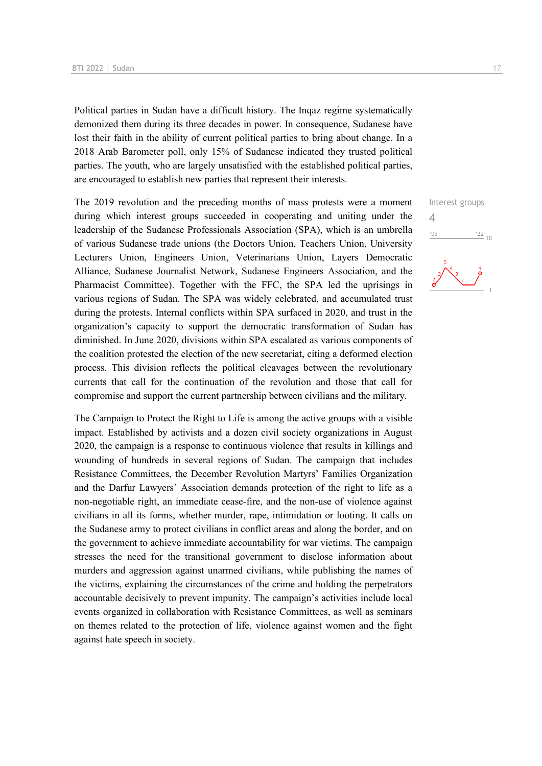Political parties in Sudan have a difficult history. The Inqaz regime systematically demonized them during its three decades in power. In consequence, Sudanese have lost their faith in the ability of current political parties to bring about change. In a 2018 Arab Barometer poll, only 15% of Sudanese indicated they trusted political parties. The youth, who are largely unsatisfied with the established political parties, are encouraged to establish new parties that represent their interests.

Interest groups
4

The 2019 revolution and the preceding months of mass protests were a moment during which interest groups succeeded in cooperating and uniting under the leadership of the Sudanese Professionals Association (SPA), which is an umbrella of various Sudanese trade unions (the Doctors Union, Teachers Union, University Lecturers Union, Engineers Union, Veterinarians Union, Layers Democratic Alliance, Sudanese Journalist Network, Sudanese Engineers Association, and the Pharmacist Committee). Together with the FFC, the SPA led the uprisings in various regions of Sudan. The SPA was widely celebrated, and accumulated trust during the protests. Internal conflicts within SPA surfaced in 2020, and trust in the organization's capacity to support the democratic transformation of Sudan has diminished. In June 2020, divisions within SPA escalated as various components of the coalition protested the election of the new secretariat, citing a deformed election process. This division reflects the political cleavages between the revolutionary currents that call for the continuation of the revolution and those that call for compromise and support the current partnership between civilians and the military.

The Campaign to Protect the Right to Life is among the active groups with a visible impact. Established by activists and a dozen civil society organizations in August 2020, the campaign is a response to continuous violence that results in killings and wounding of hundreds in several regions of Sudan. The campaign that includes Resistance Committees, the December Revolution Martyrs' Families Organization and the Darfur Lawyers' Association demands protection of the right to life as a non-negotiable right, an immediate cease-fire, and the non-use of violence against civilians in all its forms, whether murder, rape, intimidation or looting. It calls on the Sudanese army to protect civilians in conflict areas and along the border, and on the government to achieve immediate accountability for war victims. The campaign stresses the need for the transitional government to disclose information about murders and aggression against unarmed civilians, while publishing the names of the victims, explaining the circumstances of the crime and holding the perpetrators accountable decisively to prevent impunity. The campaign's activities include local events organized in collaboration with Resistance Committees, as well as seminars on themes related to the protection of life, violence against women and the fight against hate speech in society.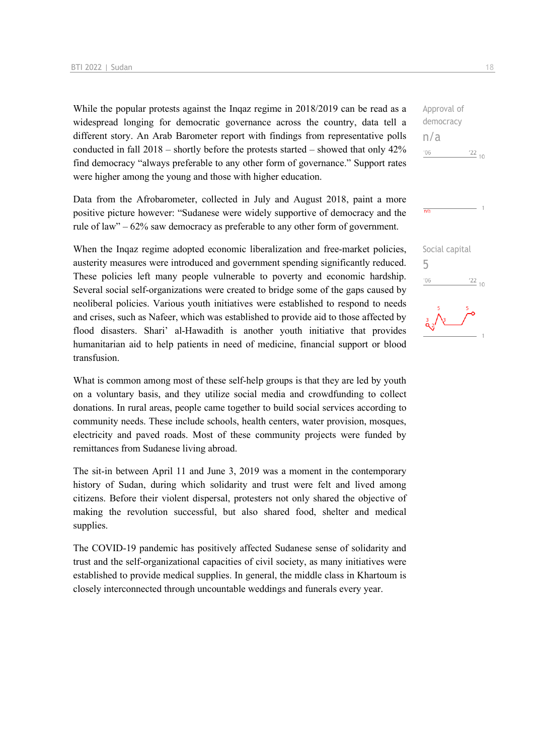While the popular protests against the Inqaz regime in 2018/2019 can be read as a widespread longing for democratic governance across the country, data tell a different story. An Arab Barometer report with findings from representative polls conducted in fall 2018 – shortly before the protests started – showed that only 42% find democracy "always preferable to any other form of governance." Support rates were higher among the young and those with higher education.

Approval of democracy
n/a

Data from the Afrobarometer, collected in July and August 2018, paint a more positive picture however: "Sudanese were widely supportive of democracy and the rule of law" – 62% saw democracy as preferable to any other form of government.

When the Inqaz regime adopted economic liberalization and free-market policies, austerity measures were introduced and government spending significantly reduced. These policies left many people vulnerable to poverty and economic hardship. Several social self-organizations were created to bridge some of the gaps caused by neoliberal policies. Various youth initiatives were established to respond to needs and crises, such as Nafeer, which was established to provide aid to those affected by flood disasters. Shari' al-Hawadith is another youth initiative that provides humanitarian aid to help patients in need of medicine, financial support or blood transfusion.

Social capital
5

What is common among most of these self-help groups is that they are led by youth on a voluntary basis, and they utilize social media and crowdfunding to collect donations. In rural areas, people came together to build social services according to community needs. These include schools, health centers, water provision, mosques, electricity and paved roads. Most of these community projects were funded by remittances from Sudanese living abroad.

The sit-in between April 11 and June 3, 2019 was a moment in the contemporary history of Sudan, during which solidarity and trust were felt and lived among citizens. Before their violent dispersal, protesters not only shared the objective of making the revolution successful, but also shared food, shelter and medical supplies.

The COVID-19 pandemic has positively affected Sudanese sense of solidarity and trust and the self-organizational capacities of civil society, as many initiatives were established to provide medical supplies. In general, the middle class in Khartoum is closely interconnected through uncountable weddings and funerals every year.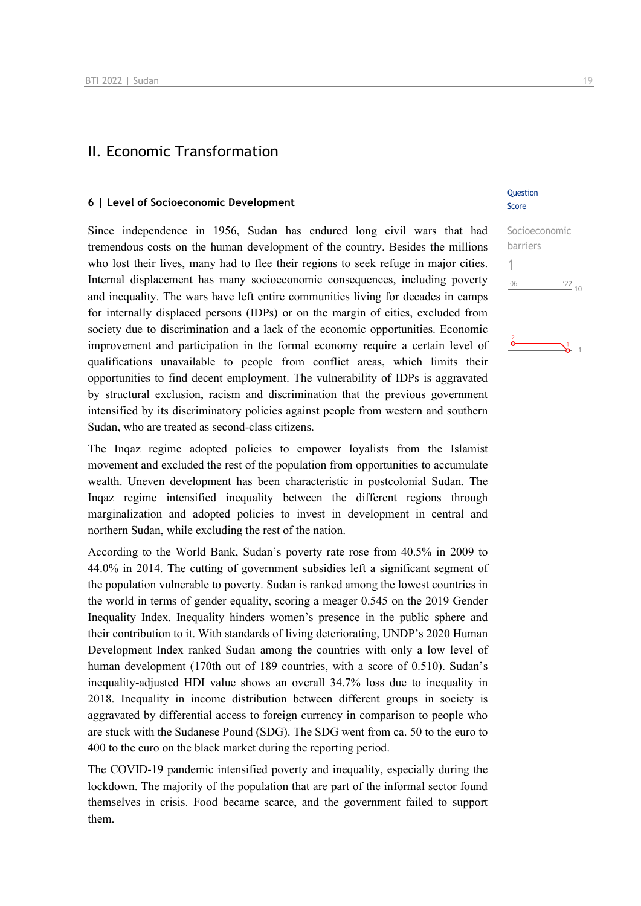## II. Economic Transformation

### 6 | Level of Socioeconomic Development

Question Score

Socioeconomic barriers
1

'06 '22 10

Since independence in 1956, Sudan has endured long civil wars that had tremendous costs on the human development of the country. Besides the millions who lost their lives, many had to flee their regions to seek refuge in major cities. Internal displacement has many socioeconomic consequences, including poverty and inequality. The wars have left entire communities living for decades in camps for internally displaced persons (IDPs) or on the margin of cities, excluded from society due to discrimination and a lack of the economic opportunities. Economic improvement and participation in the formal economy require a certain level of qualifications unavailable to people from conflict areas, which limits their opportunities to find decent employment. The vulnerability of IDPs is aggravated by structural exclusion, racism and discrimination that the previous government intensified by its discriminatory policies against people from western and southern Sudan, who are treated as second-class citizens.

The Inqaz regime adopted policies to empower loyalists from the Islamist movement and excluded the rest of the population from opportunities to accumulate wealth. Uneven development has been characteristic in postcolonial Sudan. The Inqaz regime intensified inequality between the different regions through marginalization and adopted policies to invest in development in central and northern Sudan, while excluding the rest of the nation.

According to the World Bank, Sudan's poverty rate rose from 40.5% in 2009 to 44.0% in 2014. The cutting of government subsidies left a significant segment of the population vulnerable to poverty. Sudan is ranked among the lowest countries in the world in terms of gender equality, scoring a meager 0.545 on the 2019 Gender Inequality Index. Inequality hinders women's presence in the public sphere and their contribution to it. With standards of living deteriorating, UNDP's 2020 Human Development Index ranked Sudan among the countries with only a low level of human development (170th out of 189 countries, with a score of 0.510). Sudan's inequality-adjusted HDI value shows an overall 34.7% loss due to inequality in 2018. Inequality in income distribution between different groups in society is aggravated by differential access to foreign currency in comparison to people who are stuck with the Sudanese Pound (SDG). The SDG went from ca. 50 to the euro to 400 to the euro on the black market during the reporting period.

The COVID-19 pandemic intensified poverty and inequality, especially during the lockdown. The majority of the population that are part of the informal sector found themselves in crisis. Food became scarce, and the government failed to support them.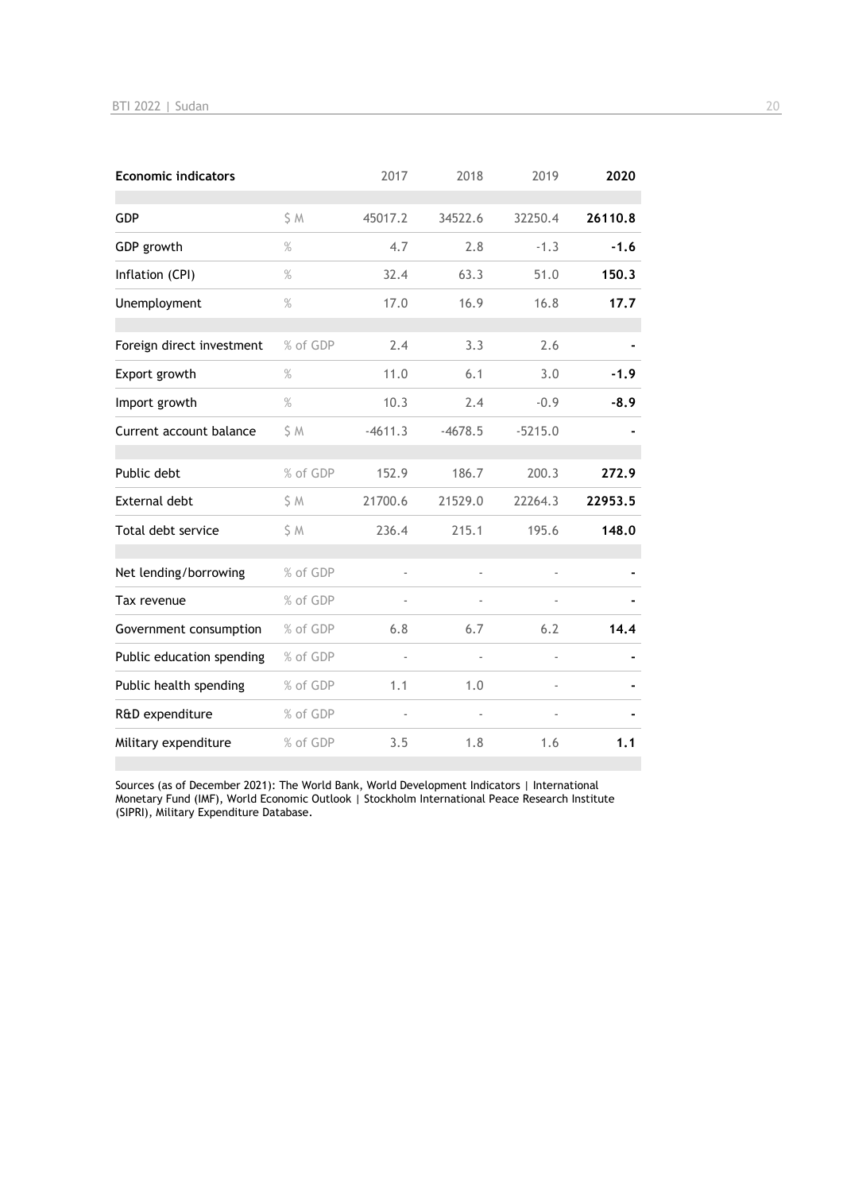| Economic indicators | | 2017 | 2018 | 2019 | **2020** |
|---|---|---|---|---|---|
| GDP | $ M | 45017.2 | 34522.6 | 32250.4 | **26110.8** |
| GDP growth | % | 4.7 | 2.8 | -1.3 | **-1.6** |
| Inflation (CPI) | % | 32.4 | 63.3 | 51.0 | **150.3** |
| Unemployment | % | 17.0 | 16.9 | 16.8 | **17.7** |
| Foreign direct investment | % of GDP | 2.4 | 3.3 | 2.6 | **-** |
| Export growth | % | 11.0 | 6.1 | 3.0 | **-1.9** |
| Import growth | % | 10.3 | 2.4 | -0.9 | **-8.9** |
| Current account balance | $ M | -4611.3 | -4678.5 | -5215.0 | **-** |
| Public debt | % of GDP | 152.9 | 186.7 | 200.3 | **272.9** |
| External debt | $ M | 21700.6 | 21529.0 | 22264.3 | **22953.5** |
| Total debt service | $ M | 236.4 | 215.1 | 195.6 | **148.0** |
| Net lending/borrowing | % of GDP | - | - | - | **-** |
| Tax revenue | % of GDP | - | - | - | **-** |
| Government consumption | % of GDP | 6.8 | 6.7 | 6.2 | **14.4** |
| Public education spending | % of GDP | - | - | - | **-** |
| Public health spending | % of GDP | 1.1 | 1.0 | - | **-** |
| R&D expenditure | % of GDP | - | - | - | **-** |
| Military expenditure | % of GDP | 3.5 | 1.8 | 1.6 | **1.1** |

Sources (as of December 2021): The World Bank, World Development Indicators | International Monetary Fund (IMF), World Economic Outlook | Stockholm International Peace Research Institute (SIPRI), Military Expenditure Database.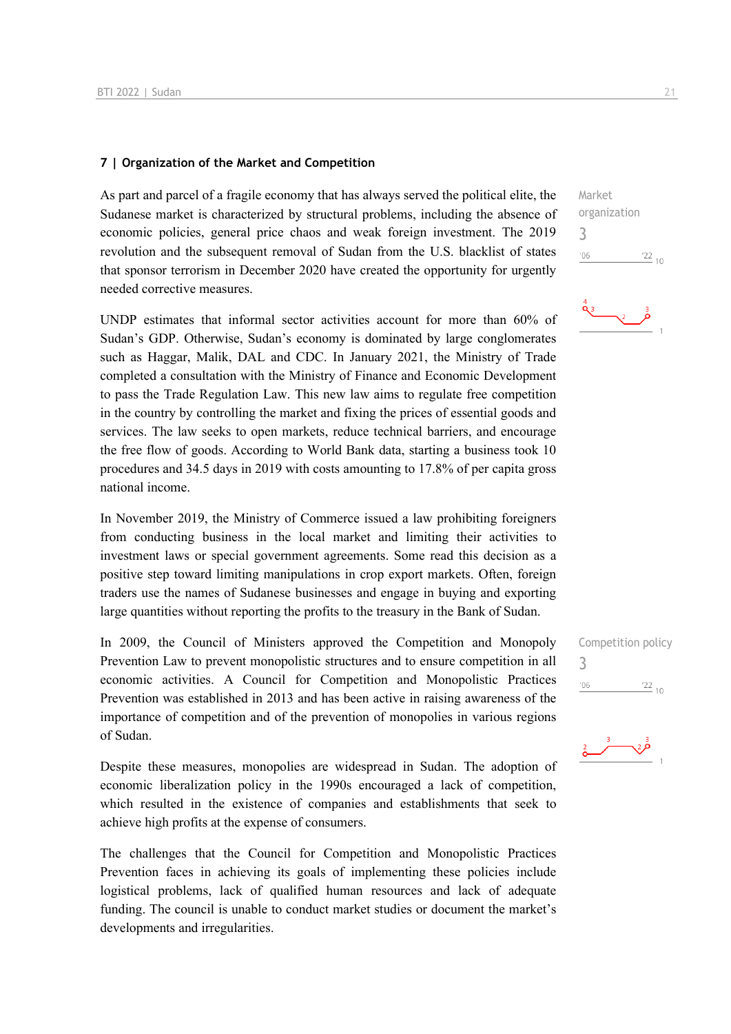## 7 | Organization of the Market and Competition

As part and parcel of a fragile economy that has always served the political elite, the Sudanese market is characterized by structural problems, including the absence of economic policies, general price chaos and weak foreign investment. The 2019 revolution and the subsequent removal of Sudan from the U.S. blacklist of states that sponsor terrorism in December 2020 have created the opportunity for urgently needed corrective measures.

Market organization
3

UNDP estimates that informal sector activities account for more than 60% of Sudan's GDP. Otherwise, Sudan's economy is dominated by large conglomerates such as Haggar, Malik, DAL and CDC. In January 2021, the Ministry of Trade completed a consultation with the Ministry of Finance and Economic Development to pass the Trade Regulation Law. This new law aims to regulate free competition in the country by controlling the market and fixing the prices of essential goods and services. The law seeks to open markets, reduce technical barriers, and encourage the free flow of goods. According to World Bank data, starting a business took 10 procedures and 34.5 days in 2019 with costs amounting to 17.8% of per capita gross national income.

In November 2019, the Ministry of Commerce issued a law prohibiting foreigners from conducting business in the local market and limiting their activities to investment laws or special government agreements. Some read this decision as a positive step toward limiting manipulations in crop export markets. Often, foreign traders use the names of Sudanese businesses and engage in buying and exporting large quantities without reporting the profits to the treasury in the Bank of Sudan.

In 2009, the Council of Ministers approved the Competition and Monopoly Prevention Law to prevent monopolistic structures and to ensure competition in all economic activities. A Council for Competition and Monopolistic Practices Prevention was established in 2013 and has been active in raising awareness of the importance of competition and of the prevention of monopolies in various regions of Sudan.

Competition policy
3

Despite these measures, monopolies are widespread in Sudan. The adoption of economic liberalization policy in the 1990s encouraged a lack of competition, which resulted in the existence of companies and establishments that seek to achieve high profits at the expense of consumers.

The challenges that the Council for Competition and Monopolistic Practices Prevention faces in achieving its goals of implementing these policies include logistical problems, lack of qualified human resources and lack of adequate funding. The council is unable to conduct market studies or document the market's developments and irregularities.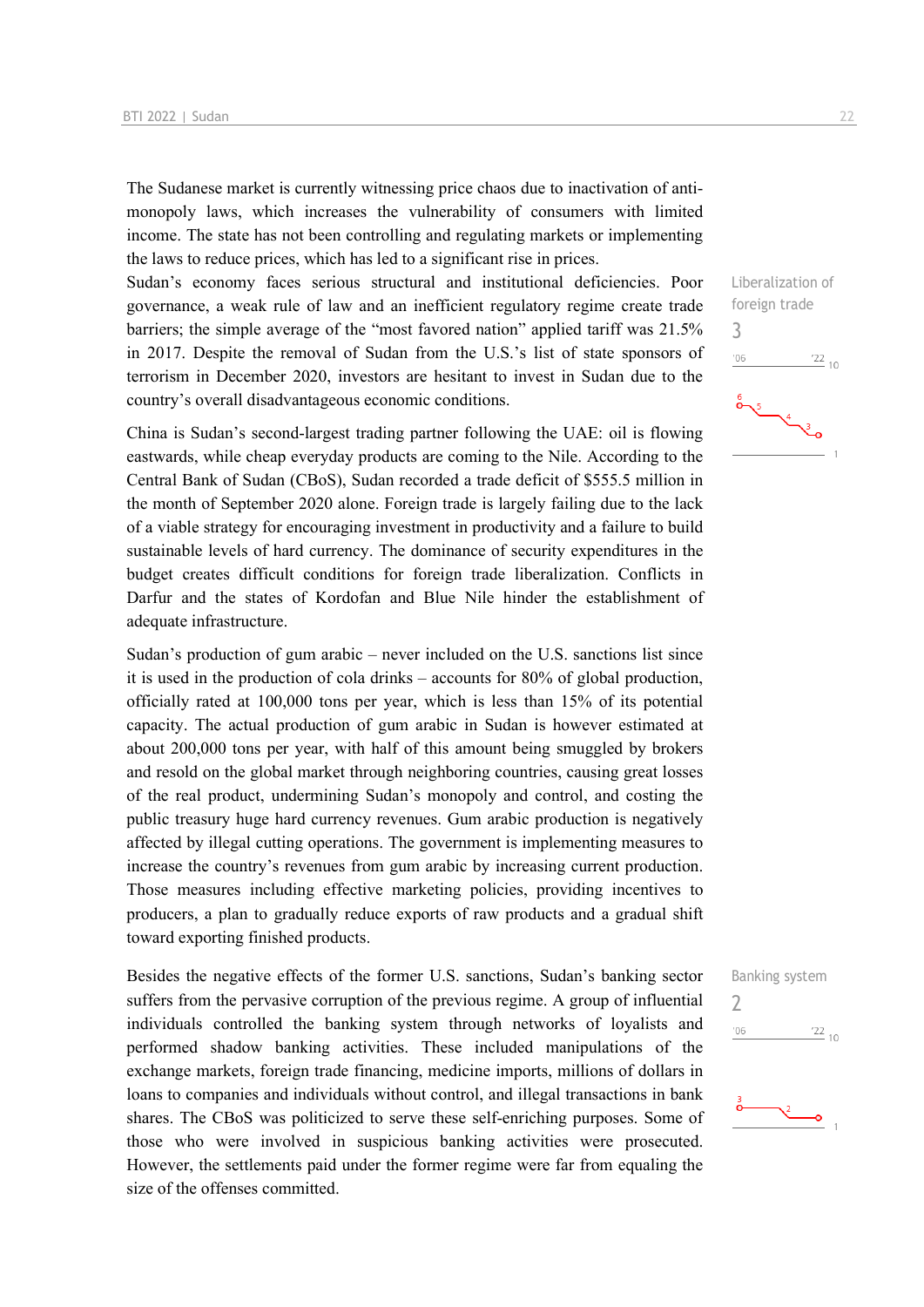The Sudanese market is currently witnessing price chaos due to inactivation of anti-monopoly laws, which increases the vulnerability of consumers with limited income. The state has not been controlling and regulating markets or implementing the laws to reduce prices, which has led to a significant rise in prices.

Liberalization of foreign trade

3

Sudan's economy faces serious structural and institutional deficiencies. Poor governance, a weak rule of law and an inefficient regulatory regime create trade barriers; the simple average of the "most favored nation" applied tariff was 21.5% in 2017. Despite the removal of Sudan from the U.S.'s list of state sponsors of terrorism in December 2020, investors are hesitant to invest in Sudan due to the country's overall disadvantageous economic conditions.

China is Sudan's second-largest trading partner following the UAE: oil is flowing eastwards, while cheap everyday products are coming to the Nile. According to the Central Bank of Sudan (CBoS), Sudan recorded a trade deficit of $555.5 million in the month of September 2020 alone. Foreign trade is largely failing due to the lack of a viable strategy for encouraging investment in productivity and a failure to build sustainable levels of hard currency. The dominance of security expenditures in the budget creates difficult conditions for foreign trade liberalization. Conflicts in Darfur and the states of Kordofan and Blue Nile hinder the establishment of adequate infrastructure.

Sudan's production of gum arabic – never included on the U.S. sanctions list since it is used in the production of cola drinks – accounts for 80% of global production, officially rated at 100,000 tons per year, which is less than 15% of its potential capacity. The actual production of gum arabic in Sudan is however estimated at about 200,000 tons per year, with half of this amount being smuggled by brokers and resold on the global market through neighboring countries, causing great losses of the real product, undermining Sudan's monopoly and control, and costing the public treasury huge hard currency revenues. Gum arabic production is negatively affected by illegal cutting operations. The government is implementing measures to increase the country's revenues from gum arabic by increasing current production. Those measures including effective marketing policies, providing incentives to producers, a plan to gradually reduce exports of raw products and a gradual shift toward exporting finished products.

Banking system

2

Besides the negative effects of the former U.S. sanctions, Sudan's banking sector suffers from the pervasive corruption of the previous regime. A group of influential individuals controlled the banking system through networks of loyalists and performed shadow banking activities. These included manipulations of the exchange markets, foreign trade financing, medicine imports, millions of dollars in loans to companies and individuals without control, and illegal transactions in bank shares. The CBoS was politicized to serve these self-enriching purposes. Some of those who were involved in suspicious banking activities were prosecuted. However, the settlements paid under the former regime were far from equaling the size of the offenses committed.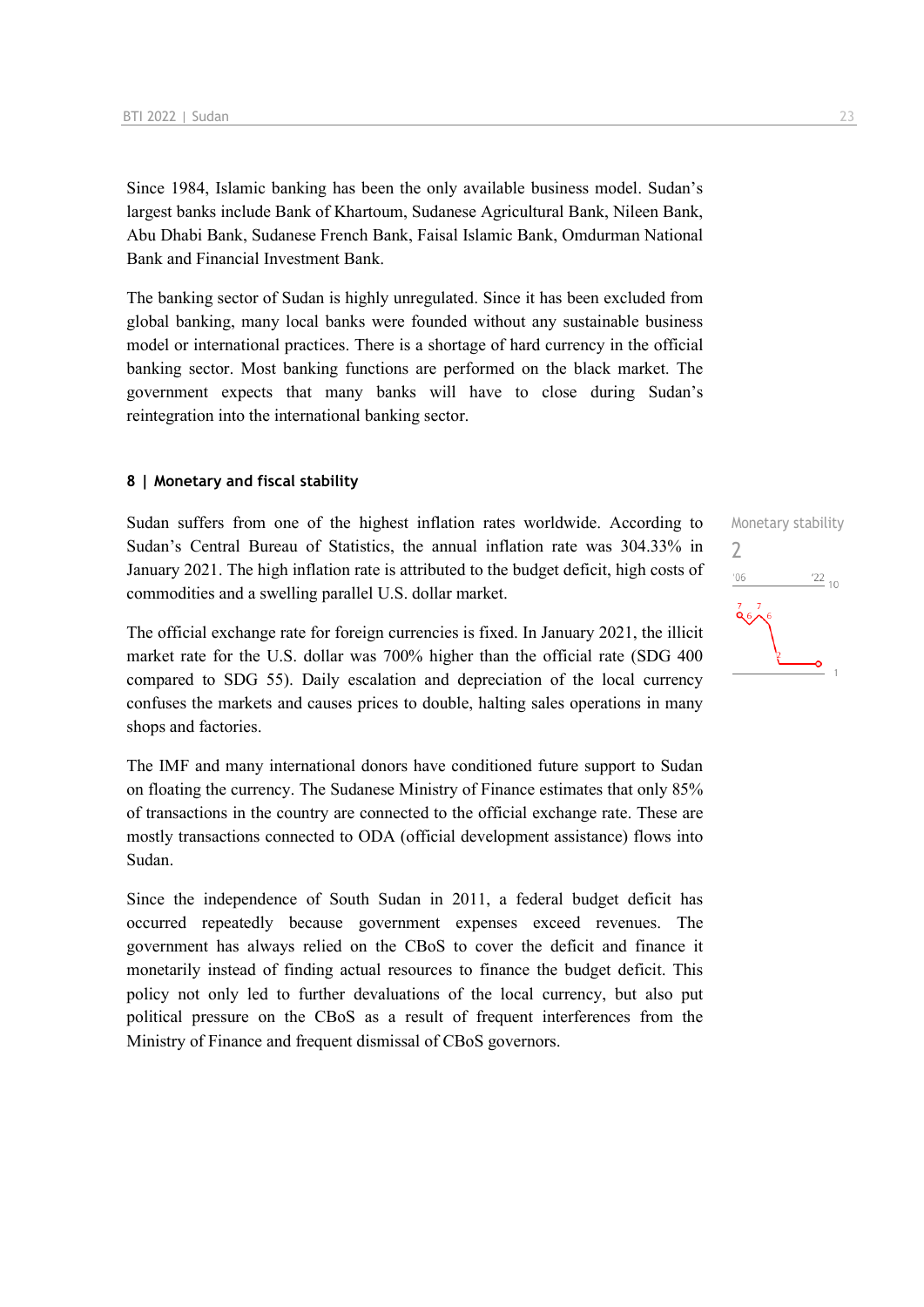Since 1984, Islamic banking has been the only available business model. Sudan's largest banks include Bank of Khartoum, Sudanese Agricultural Bank, Nileen Bank, Abu Dhabi Bank, Sudanese French Bank, Faisal Islamic Bank, Omdurman National Bank and Financial Investment Bank.

The banking sector of Sudan is highly unregulated. Since it has been excluded from global banking, many local banks were founded without any sustainable business model or international practices. There is a shortage of hard currency in the official banking sector. Most banking functions are performed on the black market. The government expects that many banks will have to close during Sudan's reintegration into the international banking sector.

### 8 | Monetary and fiscal stability

Monetary stability
2

Sudan suffers from one of the highest inflation rates worldwide. According to Sudan's Central Bureau of Statistics, the annual inflation rate was 304.33% in January 2021. The high inflation rate is attributed to the budget deficit, high costs of commodities and a swelling parallel U.S. dollar market.

The official exchange rate for foreign currencies is fixed. In January 2021, the illicit market rate for the U.S. dollar was 700% higher than the official rate (SDG 400 compared to SDG 55). Daily escalation and depreciation of the local currency confuses the markets and causes prices to double, halting sales operations in many shops and factories.

The IMF and many international donors have conditioned future support to Sudan on floating the currency. The Sudanese Ministry of Finance estimates that only 85% of transactions in the country are connected to the official exchange rate. These are mostly transactions connected to ODA (official development assistance) flows into Sudan.

Since the independence of South Sudan in 2011, a federal budget deficit has occurred repeatedly because government expenses exceed revenues. The government has always relied on the CBoS to cover the deficit and finance it monetarily instead of finding actual resources to finance the budget deficit. This policy not only led to further devaluations of the local currency, but also put political pressure on the CBoS as a result of frequent interferences from the Ministry of Finance and frequent dismissal of CBoS governors.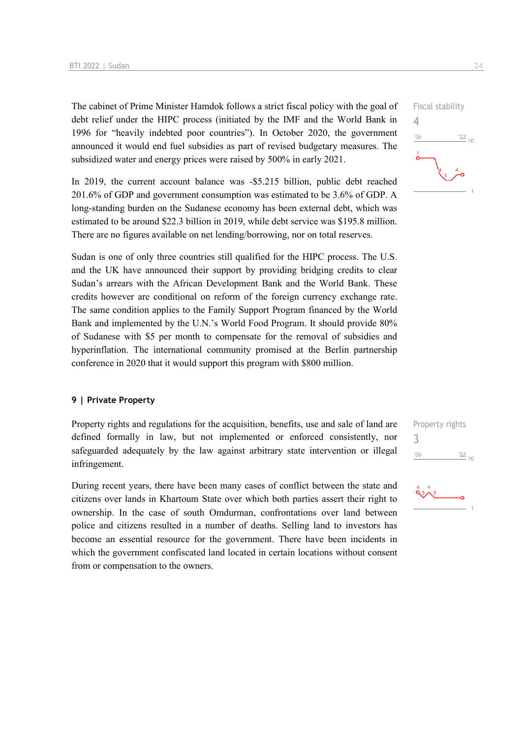The cabinet of Prime Minister Hamdok follows a strict fiscal policy with the goal of debt relief under the HIPC process (initiated by the IMF and the World Bank in 1996 for "heavily indebted poor countries"). In October 2020, the government announced it would end fuel subsidies as part of revised budgetary measures. The subsidized water and energy prices were raised by 500% in early 2021.

Fiscal stability
4

In 2019, the current account balance was -$5.215 billion, public debt reached 201.6% of GDP and government consumption was estimated to be 3.6% of GDP. A long-standing burden on the Sudanese economy has been external debt, which was estimated to be around $22.3 billion in 2019, while debt service was $195.8 million. There are no figures available on net lending/borrowing, nor on total reserves.

Sudan is one of only three countries still qualified for the HIPC process. The U.S. and the UK have announced their support by providing bridging credits to clear Sudan's arrears with the African Development Bank and the World Bank. These credits however are conditional on reform of the foreign currency exchange rate. The same condition applies to the Family Support Program financed by the World Bank and implemented by the U.N.'s World Food Program. It should provide 80% of Sudanese with $5 per month to compensate for the removal of subsidies and hyperinflation. The international community promised at the Berlin partnership conference in 2020 that it would support this program with $800 million.

## 9 | Private Property

Property rights and regulations for the acquisition, benefits, use and sale of land are defined formally in law, but not implemented or enforced consistently, nor safeguarded adequately by the law against arbitrary state intervention or illegal infringement.

Property rights
3

During recent years, there have been many cases of conflict between the state and citizens over lands in Khartoum State over which both parties assert their right to ownership. In the case of south Omdurman, confrontations over land between police and citizens resulted in a number of deaths. Selling land to investors has become an essential resource for the government. There have been incidents in which the government confiscated land located in certain locations without consent from or compensation to the owners.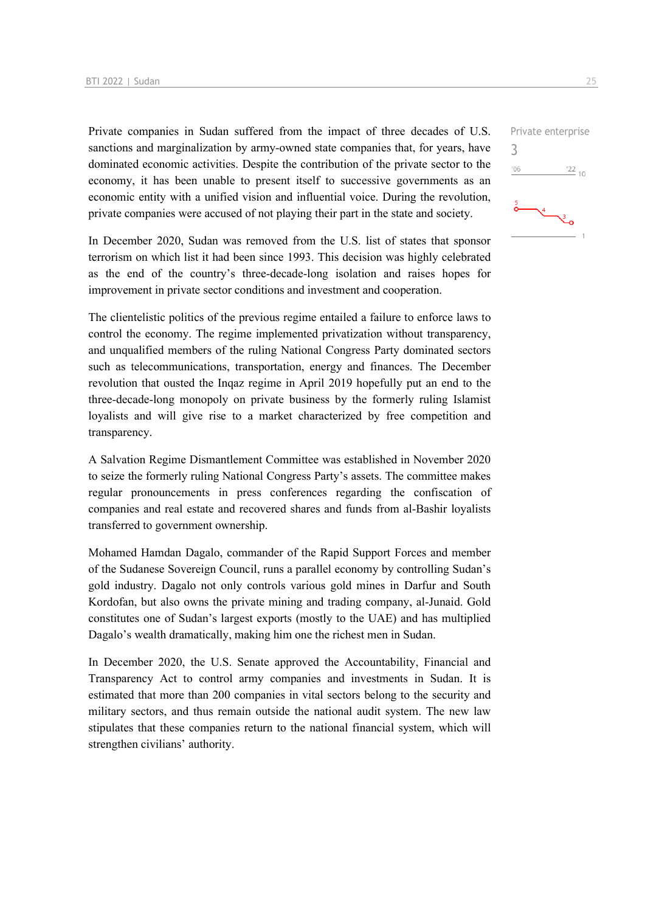Private enterprise

3

Private companies in Sudan suffered from the impact of three decades of U.S. sanctions and marginalization by army-owned state companies that, for years, have dominated economic activities. Despite the contribution of the private sector to the economy, it has been unable to present itself to successive governments as an economic entity with a unified vision and influential voice. During the revolution, private companies were accused of not playing their part in the state and society.

In December 2020, Sudan was removed from the U.S. list of states that sponsor terrorism on which list it had been since 1993. This decision was highly celebrated as the end of the country's three-decade-long isolation and raises hopes for improvement in private sector conditions and investment and cooperation.

The clientelistic politics of the previous regime entailed a failure to enforce laws to control the economy. The regime implemented privatization without transparency, and unqualified members of the ruling National Congress Party dominated sectors such as telecommunications, transportation, energy and finances. The December revolution that ousted the Inqaz regime in April 2019 hopefully put an end to the three-decade-long monopoly on private business by the formerly ruling Islamist loyalists and will give rise to a market characterized by free competition and transparency.

A Salvation Regime Dismantlement Committee was established in November 2020 to seize the formerly ruling National Congress Party's assets. The committee makes regular pronouncements in press conferences regarding the confiscation of companies and real estate and recovered shares and funds from al-Bashir loyalists transferred to government ownership.

Mohamed Hamdan Dagalo, commander of the Rapid Support Forces and member of the Sudanese Sovereign Council, runs a parallel economy by controlling Sudan's gold industry. Dagalo not only controls various gold mines in Darfur and South Kordofan, but also owns the private mining and trading company, al-Junaid. Gold constitutes one of Sudan's largest exports (mostly to the UAE) and has multiplied Dagalo's wealth dramatically, making him one the richest men in Sudan.

In December 2020, the U.S. Senate approved the Accountability, Financial and Transparency Act to control army companies and investments in Sudan. It is estimated that more than 200 companies in vital sectors belong to the security and military sectors, and thus remain outside the national audit system. The new law stipulates that these companies return to the national financial system, which will strengthen civilians' authority.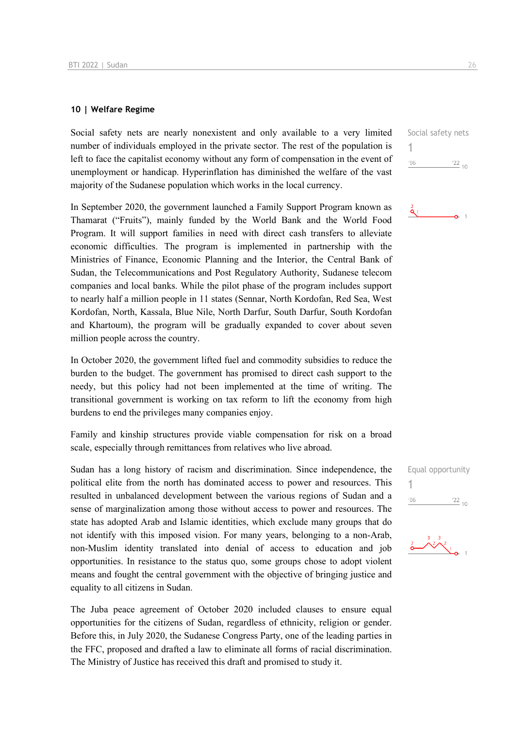### 10 | Welfare Regime

Social safety nets
1

Social safety nets are nearly nonexistent and only available to a very limited number of individuals employed in the private sector. The rest of the population is left to face the capitalist economy without any form of compensation in the event of unemployment or handicap. Hyperinflation has diminished the welfare of the vast majority of the Sudanese population which works in the local currency.

In September 2020, the government launched a Family Support Program known as Thamarat ("Fruits"), mainly funded by the World Bank and the World Food Program. It will support families in need with direct cash transfers to alleviate economic difficulties. The program is implemented in partnership with the Ministries of Finance, Economic Planning and the Interior, the Central Bank of Sudan, the Telecommunications and Post Regulatory Authority, Sudanese telecom companies and local banks. While the pilot phase of the program includes support to nearly half a million people in 11 states (Sennar, North Kordofan, Red Sea, West Kordofan, North, Kassala, Blue Nile, North Darfur, South Darfur, South Kordofan and Khartoum), the program will be gradually expanded to cover about seven million people across the country.

In October 2020, the government lifted fuel and commodity subsidies to reduce the burden to the budget. The government has promised to direct cash support to the needy, but this policy had not been implemented at the time of writing. The transitional government is working on tax reform to lift the economy from high burdens to end the privileges many companies enjoy.

Family and kinship structures provide viable compensation for risk on a broad scale, especially through remittances from relatives who live abroad.

Equal opportunity
1

Sudan has a long history of racism and discrimination. Since independence, the political elite from the north has dominated access to power and resources. This resulted in unbalanced development between the various regions of Sudan and a sense of marginalization among those without access to power and resources. The state has adopted Arab and Islamic identities, which exclude many groups that do not identify with this imposed vision. For many years, belonging to a non-Arab, non-Muslim identity translated into denial of access to education and job opportunities. In resistance to the status quo, some groups chose to adopt violent means and fought the central government with the objective of bringing justice and equality to all citizens in Sudan.

The Juba peace agreement of October 2020 included clauses to ensure equal opportunities for the citizens of Sudan, regardless of ethnicity, religion or gender. Before this, in July 2020, the Sudanese Congress Party, one of the leading parties in the FFC, proposed and drafted a law to eliminate all forms of racial discrimination. The Ministry of Justice has received this draft and promised to study it.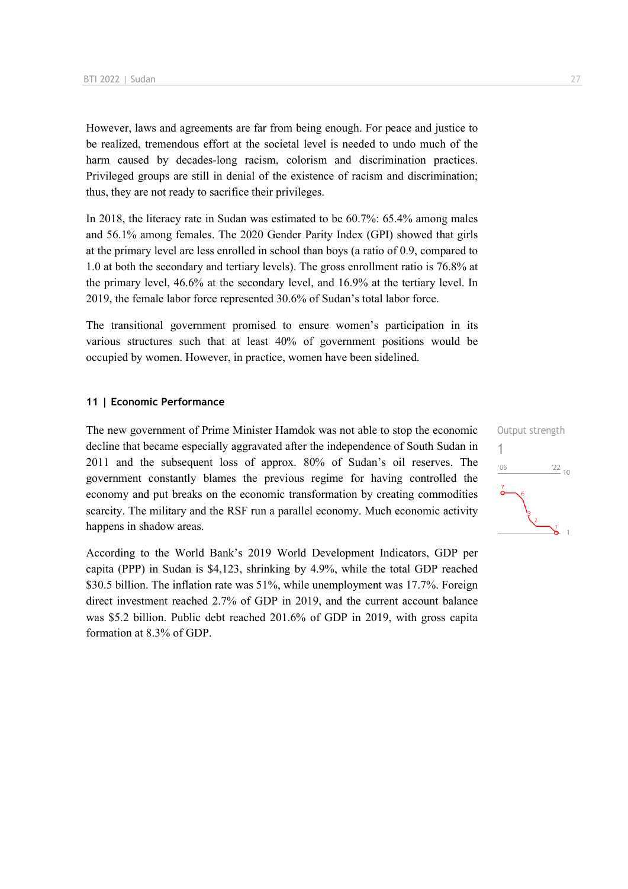However, laws and agreements are far from being enough. For peace and justice to be realized, tremendous effort at the societal level is needed to undo much of the harm caused by decades-long racism, colorism and discrimination practices. Privileged groups are still in denial of the existence of racism and discrimination; thus, they are not ready to sacrifice their privileges.

In 2018, the literacy rate in Sudan was estimated to be 60.7%: 65.4% among males and 56.1% among females. The 2020 Gender Parity Index (GPI) showed that girls at the primary level are less enrolled in school than boys (a ratio of 0.9, compared to 1.0 at both the secondary and tertiary levels). The gross enrollment ratio is 76.8% at the primary level, 46.6% at the secondary level, and 16.9% at the tertiary level. In 2019, the female labor force represented 30.6% of Sudan's total labor force.

The transitional government promised to ensure women's participation in its various structures such that at least 40% of government positions would be occupied by women. However, in practice, women have been sidelined.

## 11 | Economic Performance

Output strength

1

The new government of Prime Minister Hamdok was not able to stop the economic decline that became especially aggravated after the independence of South Sudan in 2011 and the subsequent loss of approx. 80% of Sudan's oil reserves. The government constantly blames the previous regime for having controlled the economy and put breaks on the economic transformation by creating commodities scarcity. The military and the RSF run a parallel economy. Much economic activity happens in shadow areas.

According to the World Bank's 2019 World Development Indicators, GDP per capita (PPP) in Sudan is $4,123, shrinking by 4.9%, while the total GDP reached $30.5 billion. The inflation rate was 51%, while unemployment was 17.7%. Foreign direct investment reached 2.7% of GDP in 2019, and the current account balance was $5.2 billion. Public debt reached 201.6% of GDP in 2019, with gross capita formation at 8.3% of GDP.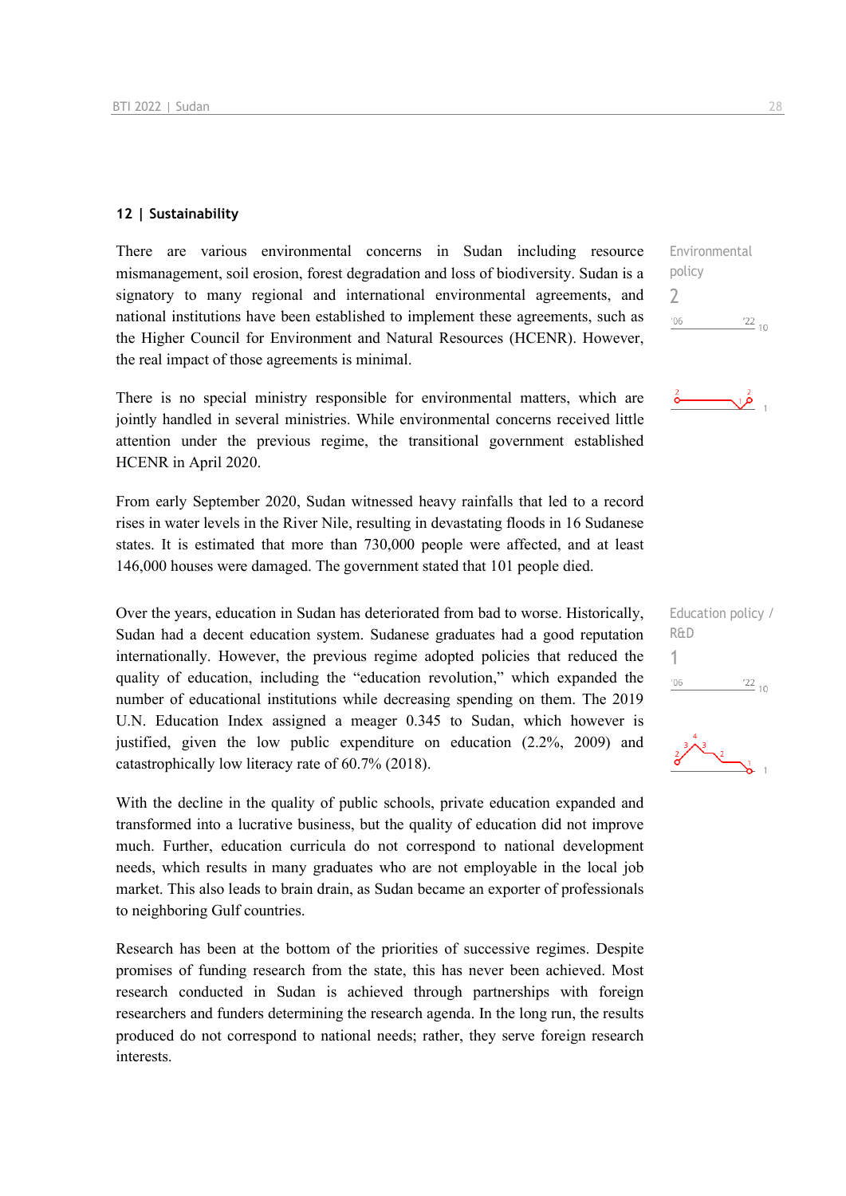## 12 | Sustainability

There are various environmental concerns in Sudan including resource mismanagement, soil erosion, forest degradation and loss of biodiversity. Sudan is a signatory to many regional and international environmental agreements, and national institutions have been established to implement these agreements, such as the Higher Council for Environment and Natural Resources (HCENR). However, the real impact of those agreements is minimal.

Environmental policy
2

There is no special ministry responsible for environmental matters, which are jointly handled in several ministries. While environmental concerns received little attention under the previous regime, the transitional government established HCENR in April 2020.

From early September 2020, Sudan witnessed heavy rainfalls that led to a record rises in water levels in the River Nile, resulting in devastating floods in 16 Sudanese states. It is estimated that more than 730,000 people were affected, and at least 146,000 houses were damaged. The government stated that 101 people died.

Over the years, education in Sudan has deteriorated from bad to worse. Historically, Sudan had a decent education system. Sudanese graduates had a good reputation internationally. However, the previous regime adopted policies that reduced the quality of education, including the "education revolution," which expanded the number of educational institutions while decreasing spending on them. The 2019 U.N. Education Index assigned a meager 0.345 to Sudan, which however is justified, given the low public expenditure on education (2.2%, 2009) and catastrophically low literacy rate of 60.7% (2018).

Education policy / R&D
1

With the decline in the quality of public schools, private education expanded and transformed into a lucrative business, but the quality of education did not improve much. Further, education curricula do not correspond to national development needs, which results in many graduates who are not employable in the local job market. This also leads to brain drain, as Sudan became an exporter of professionals to neighboring Gulf countries.

Research has been at the bottom of the priorities of successive regimes. Despite promises of funding research from the state, this has never been achieved. Most research conducted in Sudan is achieved through partnerships with foreign researchers and funders determining the research agenda. In the long run, the results produced do not correspond to national needs; rather, they serve foreign research interests.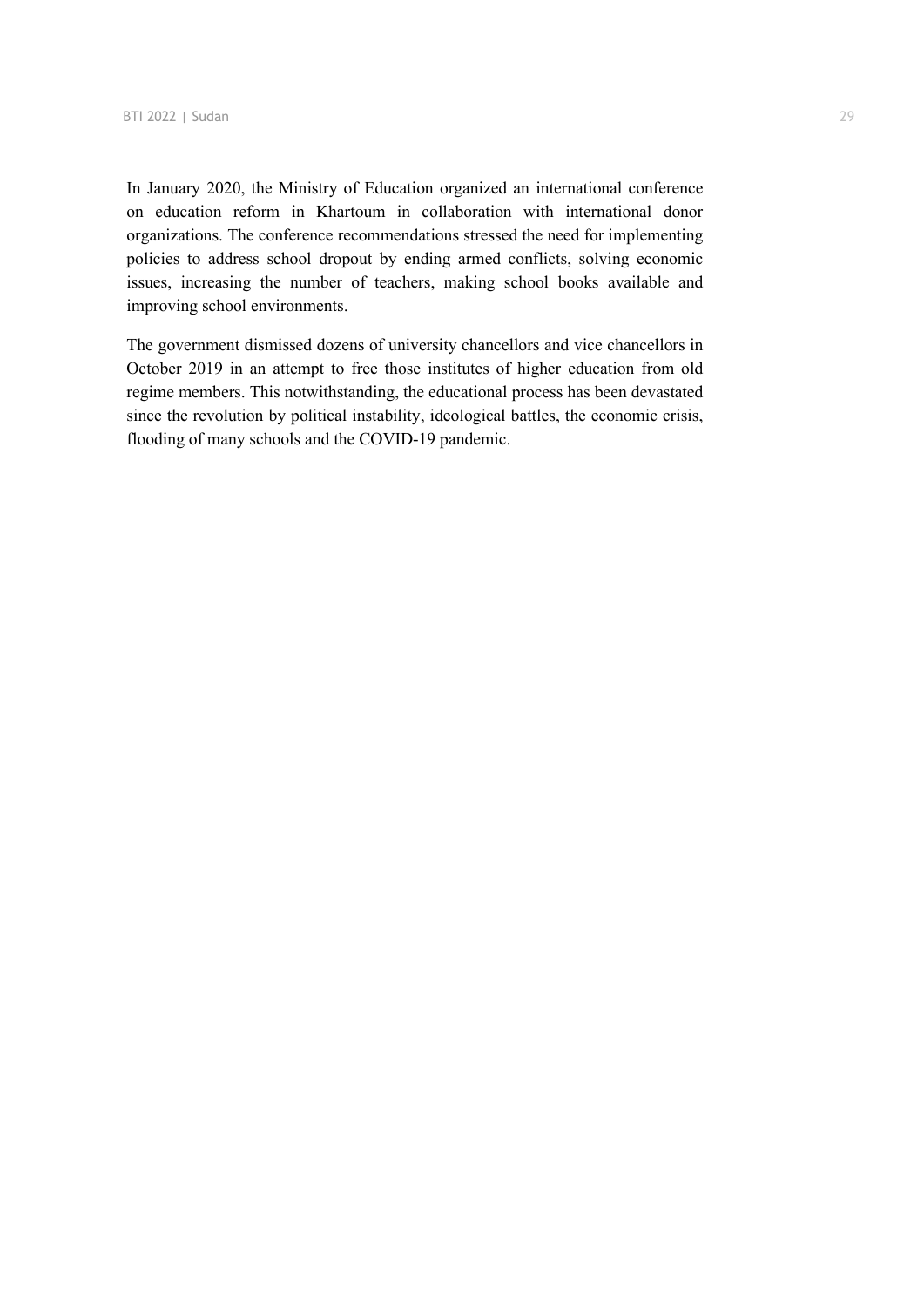In January 2020, the Ministry of Education organized an international conference on education reform in Khartoum in collaboration with international donor organizations. The conference recommendations stressed the need for implementing policies to address school dropout by ending armed conflicts, solving economic issues, increasing the number of teachers, making school books available and improving school environments.

The government dismissed dozens of university chancellors and vice chancellors in October 2019 in an attempt to free those institutes of higher education from old regime members. This notwithstanding, the educational process has been devastated since the revolution by political instability, ideological battles, the economic crisis, flooding of many schools and the COVID-19 pandemic.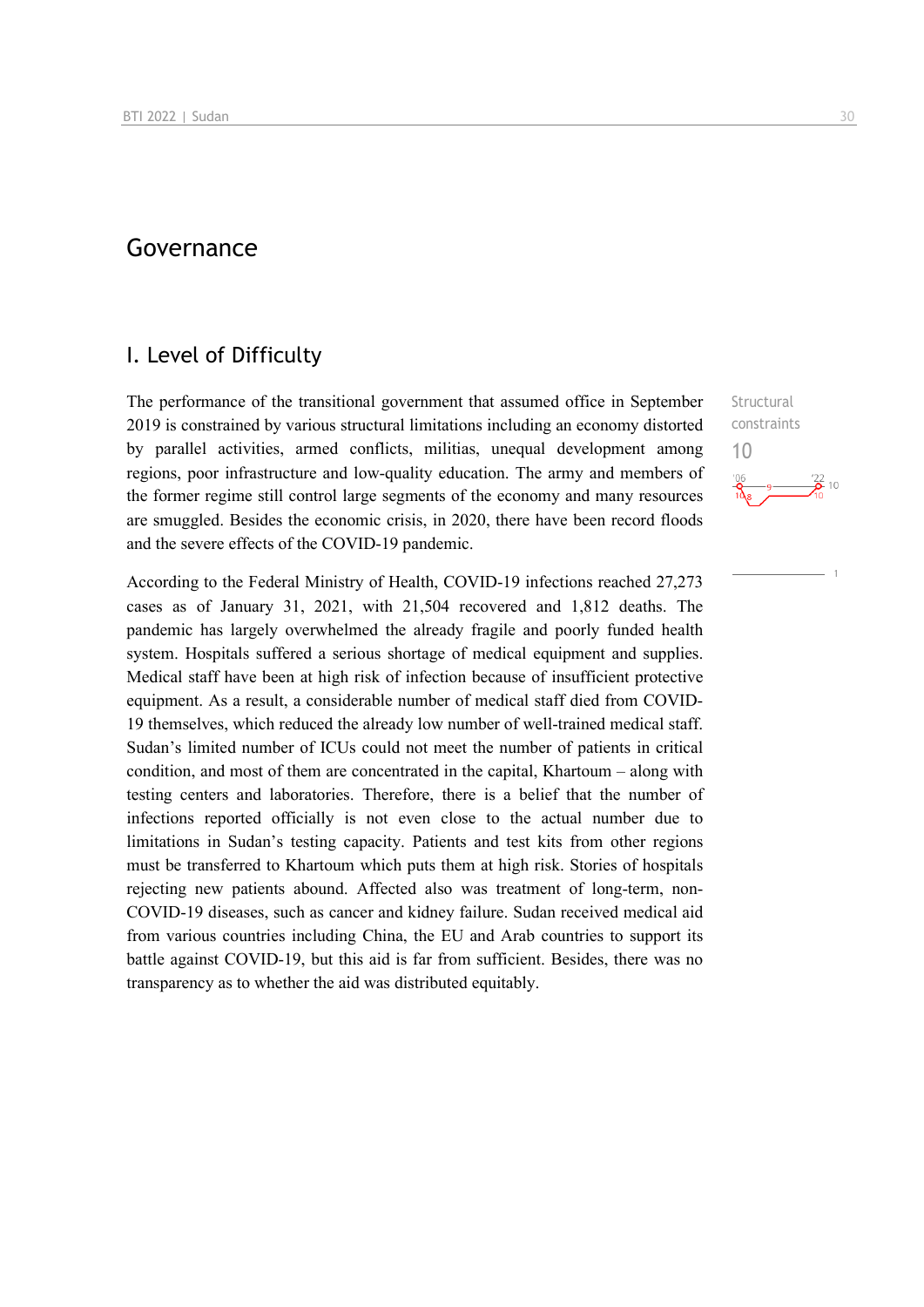# Governance

## I. Level of Difficulty

The performance of the transitional government that assumed office in September 2019 is constrained by various structural limitations including an economy distorted by parallel activities, armed conflicts, militias, unequal development among regions, poor infrastructure and low-quality education. The army and members of the former regime still control large segments of the economy and many resources are smuggled. Besides the economic crisis, in 2020, there have been record floods and the severe effects of the COVID-19 pandemic.

Structural constraints
10

According to the Federal Ministry of Health, COVID-19 infections reached 27,273 cases as of January 31, 2021, with 21,504 recovered and 1,812 deaths. The pandemic has largely overwhelmed the already fragile and poorly funded health system. Hospitals suffered a serious shortage of medical equipment and supplies. Medical staff have been at high risk of infection because of insufficient protective equipment. As a result, a considerable number of medical staff died from COVID-19 themselves, which reduced the already low number of well-trained medical staff. Sudan's limited number of ICUs could not meet the number of patients in critical condition, and most of them are concentrated in the capital, Khartoum – along with testing centers and laboratories. Therefore, there is a belief that the number of infections reported officially is not even close to the actual number due to limitations in Sudan's testing capacity. Patients and test kits from other regions must be transferred to Khartoum which puts them at high risk. Stories of hospitals rejecting new patients abound. Affected also was treatment of long-term, non-COVID-19 diseases, such as cancer and kidney failure. Sudan received medical aid from various countries including China, the EU and Arab countries to support its battle against COVID-19, but this aid is far from sufficient. Besides, there was no transparency as to whether the aid was distributed equitably.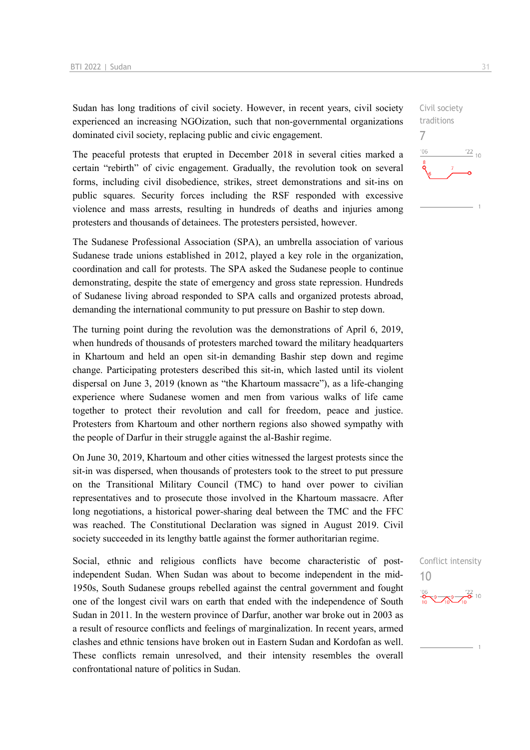Sudan has long traditions of civil society. However, in recent years, civil society experienced an increasing NGOization, such that non-governmental organizations dominated civil society, replacing public and civic engagement.

Civil society traditions
7

The peaceful protests that erupted in December 2018 in several cities marked a certain "rebirth" of civic engagement. Gradually, the revolution took on several forms, including civil disobedience, strikes, street demonstrations and sit-ins on public squares. Security forces including the RSF responded with excessive violence and mass arrests, resulting in hundreds of deaths and injuries among protesters and thousands of detainees. The protesters persisted, however.

The Sudanese Professional Association (SPA), an umbrella association of various Sudanese trade unions established in 2012, played a key role in the organization, coordination and call for protests. The SPA asked the Sudanese people to continue demonstrating, despite the state of emergency and gross state repression. Hundreds of Sudanese living abroad responded to SPA calls and organized protests abroad, demanding the international community to put pressure on Bashir to step down.

The turning point during the revolution was the demonstrations of April 6, 2019, when hundreds of thousands of protesters marched toward the military headquarters in Khartoum and held an open sit-in demanding Bashir step down and regime change. Participating protesters described this sit-in, which lasted until its violent dispersal on June 3, 2019 (known as "the Khartoum massacre"), as a life-changing experience where Sudanese women and men from various walks of life came together to protect their revolution and call for freedom, peace and justice. Protesters from Khartoum and other northern regions also showed sympathy with the people of Darfur in their struggle against the al-Bashir regime.

On June 30, 2019, Khartoum and other cities witnessed the largest protests since the sit-in was dispersed, when thousands of protesters took to the street to put pressure on the Transitional Military Council (TMC) to hand over power to civilian representatives and to prosecute those involved in the Khartoum massacre. After long negotiations, a historical power-sharing deal between the TMC and the FFC was reached. The Constitutional Declaration was signed in August 2019. Civil society succeeded in its lengthy battle against the former authoritarian regime.

Social, ethnic and religious conflicts have become characteristic of post-independent Sudan. When Sudan was about to become independent in the mid-1950s, South Sudanese groups rebelled against the central government and fought one of the longest civil wars on earth that ended with the independence of South Sudan in 2011. In the western province of Darfur, another war broke out in 2003 as a result of resource conflicts and feelings of marginalization. In recent years, armed clashes and ethnic tensions have broken out in Eastern Sudan and Kordofan as well. These conflicts remain unresolved, and their intensity resembles the overall confrontational nature of politics in Sudan.

Conflict intensity
10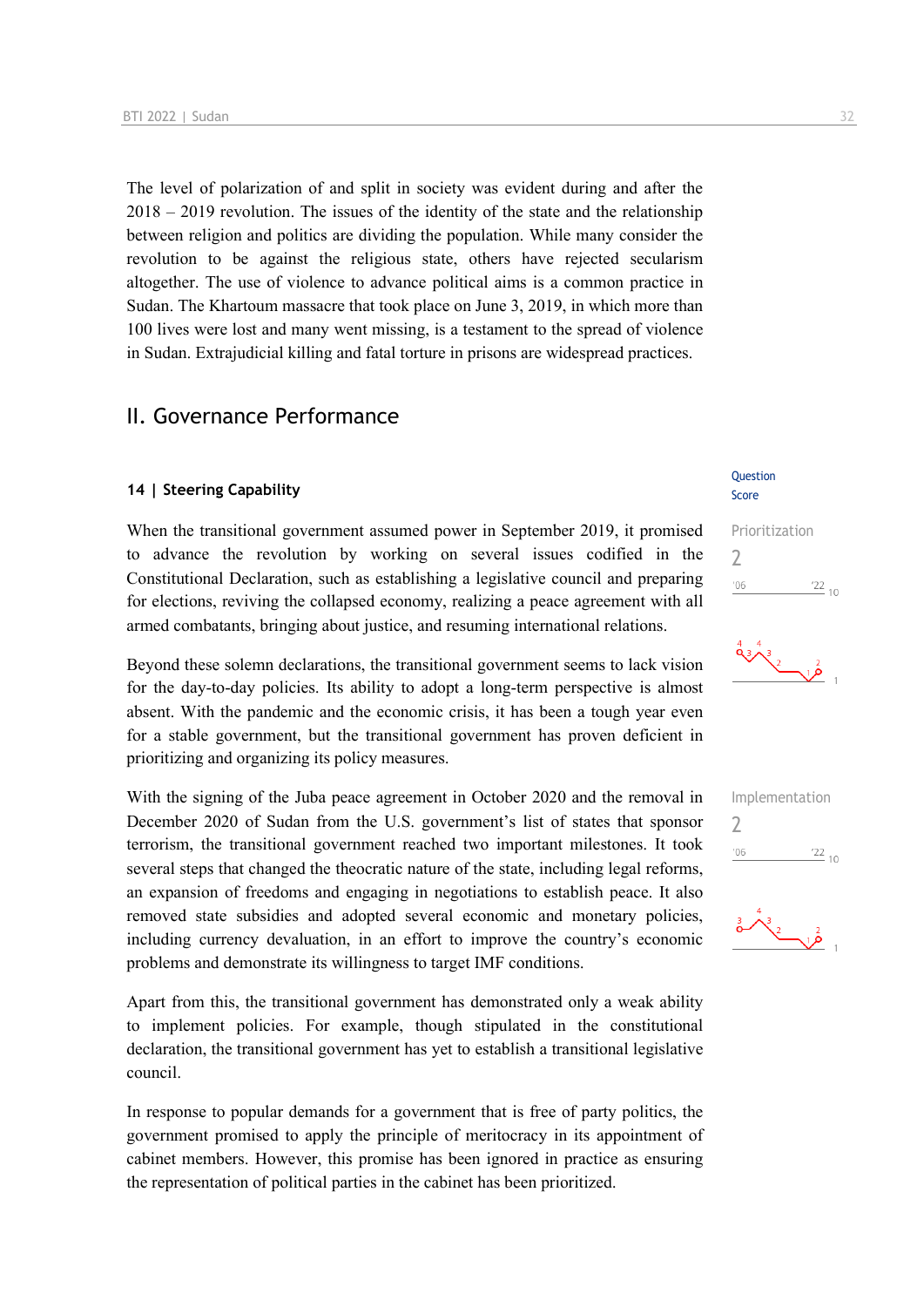The level of polarization of and split in society was evident during and after the 2018 – 2019 revolution. The issues of the identity of the state and the relationship between religion and politics are dividing the population. While many consider the revolution to be against the religious state, others have rejected secularism altogether. The use of violence to advance political aims is a common practice in Sudan. The Khartoum massacre that took place on June 3, 2019, in which more than 100 lives were lost and many went missing, is a testament to the spread of violence in Sudan. Extrajudicial killing and fatal torture in prisons are widespread practices.

# II. Governance Performance

### 14 | Steering Capability

Question Score

Prioritization
2

When the transitional government assumed power in September 2019, it promised to advance the revolution by working on several issues codified in the Constitutional Declaration, such as establishing a legislative council and preparing for elections, reviving the collapsed economy, realizing a peace agreement with all armed combatants, bringing about justice, and resuming international relations.

Beyond these solemn declarations, the transitional government seems to lack vision for the day-to-day policies. Its ability to adopt a long-term perspective is almost absent. With the pandemic and the economic crisis, it has been a tough year even for a stable government, but the transitional government has proven deficient in prioritizing and organizing its policy measures.

Implementation
2

With the signing of the Juba peace agreement in October 2020 and the removal in December 2020 of Sudan from the U.S. government's list of states that sponsor terrorism, the transitional government reached two important milestones. It took several steps that changed the theocratic nature of the state, including legal reforms, an expansion of freedoms and engaging in negotiations to establish peace. It also removed state subsidies and adopted several economic and monetary policies, including currency devaluation, in an effort to improve the country's economic problems and demonstrate its willingness to target IMF conditions.

Apart from this, the transitional government has demonstrated only a weak ability to implement policies. For example, though stipulated in the constitutional declaration, the transitional government has yet to establish a transitional legislative council.

In response to popular demands for a government that is free of party politics, the government promised to apply the principle of meritocracy in its appointment of cabinet members. However, this promise has been ignored in practice as ensuring the representation of political parties in the cabinet has been prioritized.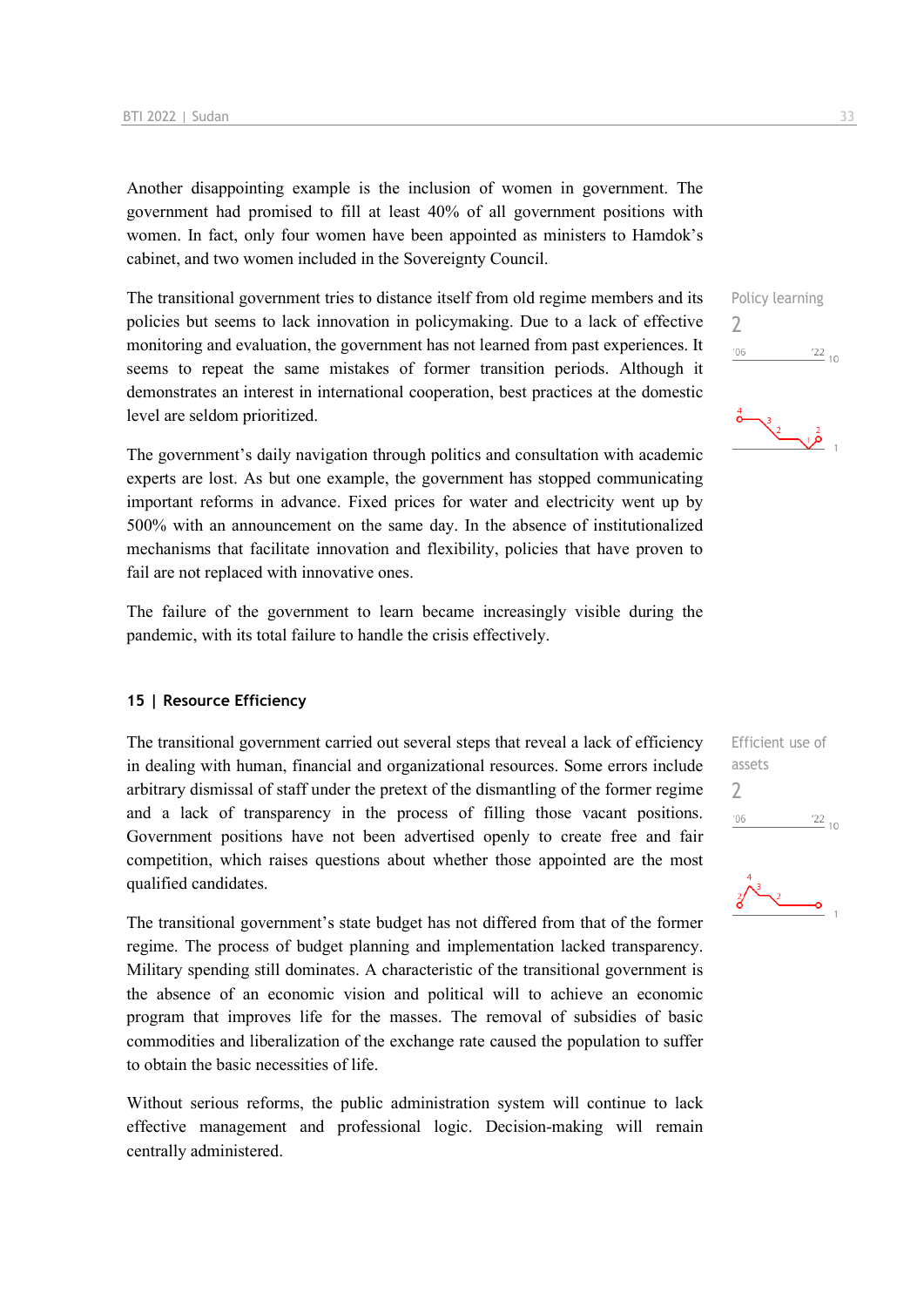Another disappointing example is the inclusion of women in government. The government had promised to fill at least 40% of all government positions with women. In fact, only four women have been appointed as ministers to Hamdok's cabinet, and two women included in the Sovereignty Council.

Policy learning
2

The transitional government tries to distance itself from old regime members and its policies but seems to lack innovation in policymaking. Due to a lack of effective monitoring and evaluation, the government has not learned from past experiences. It seems to repeat the same mistakes of former transition periods. Although it demonstrates an interest in international cooperation, best practices at the domestic level are seldom prioritized.

The government's daily navigation through politics and consultation with academic experts are lost. As but one example, the government has stopped communicating important reforms in advance. Fixed prices for water and electricity went up by 500% with an announcement on the same day. In the absence of institutionalized mechanisms that facilitate innovation and flexibility, policies that have proven to fail are not replaced with innovative ones.

The failure of the government to learn became increasingly visible during the pandemic, with its total failure to handle the crisis effectively.

### 15 | Resource Efficiency

Efficient use of assets
2

The transitional government carried out several steps that reveal a lack of efficiency in dealing with human, financial and organizational resources. Some errors include arbitrary dismissal of staff under the pretext of the dismantling of the former regime and a lack of transparency in the process of filling those vacant positions. Government positions have not been advertised openly to create free and fair competition, which raises questions about whether those appointed are the most qualified candidates.

The transitional government's state budget has not differed from that of the former regime. The process of budget planning and implementation lacked transparency. Military spending still dominates. A characteristic of the transitional government is the absence of an economic vision and political will to achieve an economic program that improves life for the masses. The removal of subsidies of basic commodities and liberalization of the exchange rate caused the population to suffer to obtain the basic necessities of life.

Without serious reforms, the public administration system will continue to lack effective management and professional logic. Decision-making will remain centrally administered.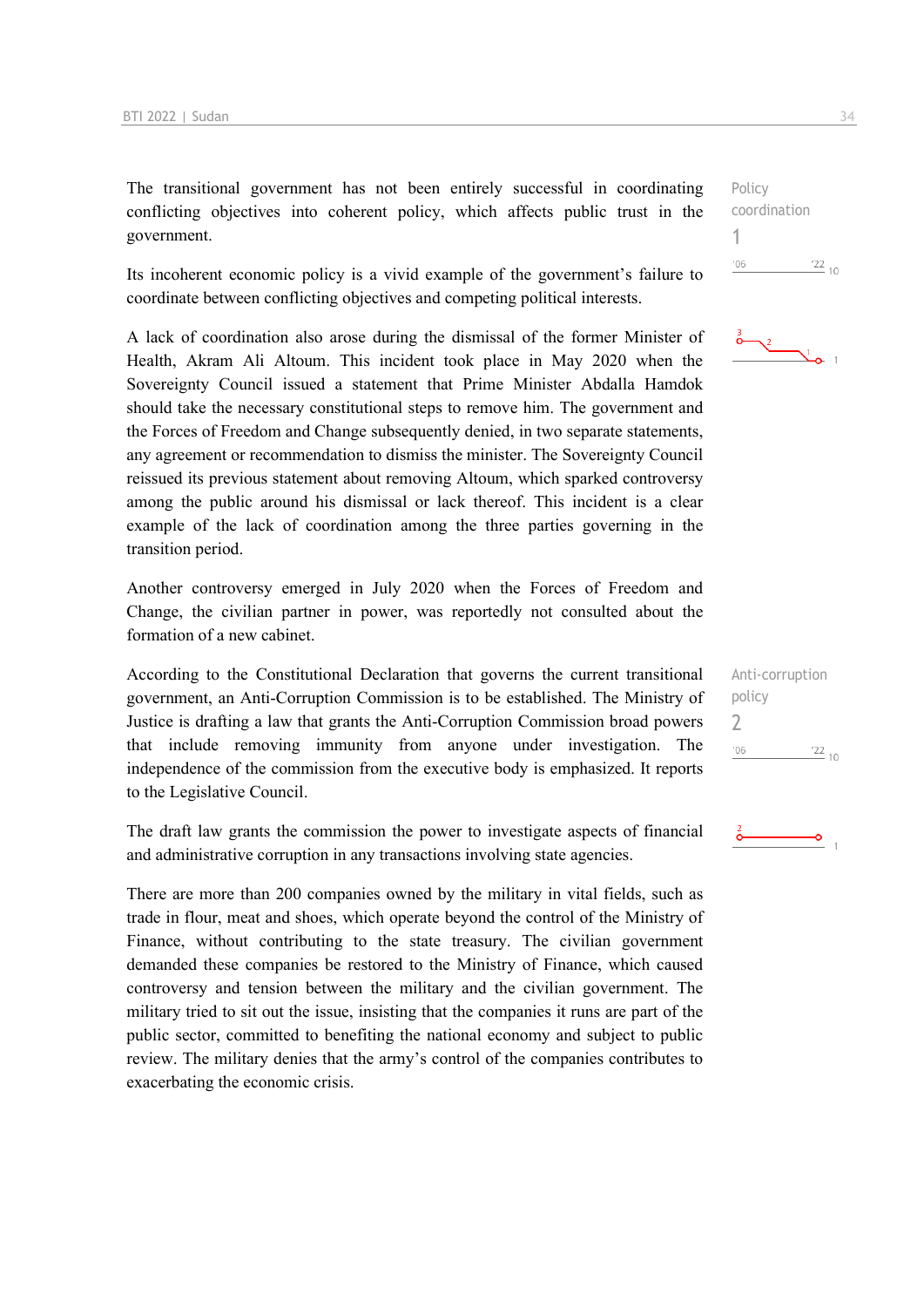The transitional government has not been entirely successful in coordinating conflicting objectives into coherent policy, which affects public trust in the government.

Policy coordination
1

Its incoherent economic policy is a vivid example of the government's failure to coordinate between conflicting objectives and competing political interests.

A lack of coordination also arose during the dismissal of the former Minister of Health, Akram Ali Altoum. This incident took place in May 2020 when the Sovereignty Council issued a statement that Prime Minister Abdalla Hamdok should take the necessary constitutional steps to remove him. The government and the Forces of Freedom and Change subsequently denied, in two separate statements, any agreement or recommendation to dismiss the minister. The Sovereignty Council reissued its previous statement about removing Altoum, which sparked controversy among the public around his dismissal or lack thereof. This incident is a clear example of the lack of coordination among the three parties governing in the transition period.

Another controversy emerged in July 2020 when the Forces of Freedom and Change, the civilian partner in power, was reportedly not consulted about the formation of a new cabinet.

According to the Constitutional Declaration that governs the current transitional government, an Anti-Corruption Commission is to be established. The Ministry of Justice is drafting a law that grants the Anti-Corruption Commission broad powers that include removing immunity from anyone under investigation. The independence of the commission from the executive body is emphasized. It reports to the Legislative Council.

Anti-corruption policy
2

The draft law grants the commission the power to investigate aspects of financial and administrative corruption in any transactions involving state agencies.

There are more than 200 companies owned by the military in vital fields, such as trade in flour, meat and shoes, which operate beyond the control of the Ministry of Finance, without contributing to the state treasury. The civilian government demanded these companies be restored to the Ministry of Finance, which caused controversy and tension between the military and the civilian government. The military tried to sit out the issue, insisting that the companies it runs are part of the public sector, committed to benefiting the national economy and subject to public review. The military denies that the army's control of the companies contributes to exacerbating the economic crisis.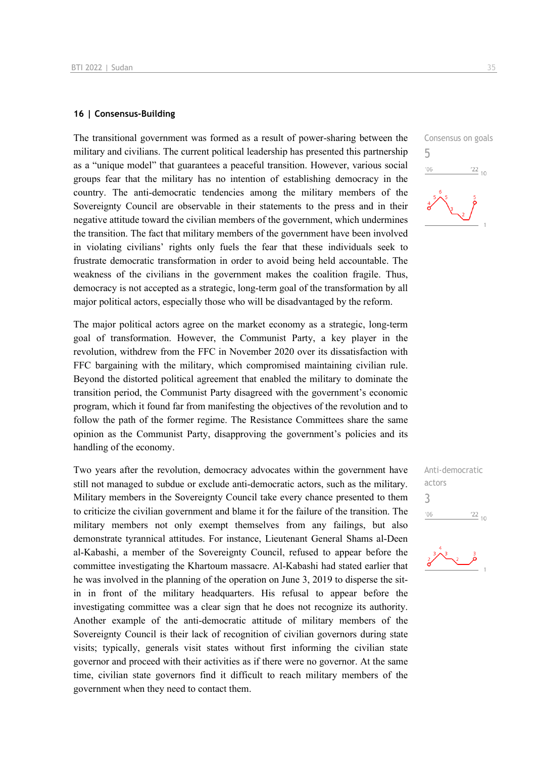## 16 | Consensus-Building

Consensus on goals

5

The transitional government was formed as a result of power-sharing between the military and civilians. The current political leadership has presented this partnership as a "unique model" that guarantees a peaceful transition. However, various social groups fear that the military has no intention of establishing democracy in the country. The anti-democratic tendencies among the military members of the Sovereignty Council are observable in their statements to the press and in their negative attitude toward the civilian members of the government, which undermines the transition. The fact that military members of the government have been involved in violating civilians' rights only fuels the fear that these individuals seek to frustrate democratic transformation in order to avoid being held accountable. The weakness of the civilians in the government makes the coalition fragile. Thus, democracy is not accepted as a strategic, long-term goal of the transformation by all major political actors, especially those who will be disadvantaged by the reform.

The major political actors agree on the market economy as a strategic, long-term goal of transformation. However, the Communist Party, a key player in the revolution, withdrew from the FFC in November 2020 over its dissatisfaction with FFC bargaining with the military, which compromised maintaining civilian rule. Beyond the distorted political agreement that enabled the military to dominate the transition period, the Communist Party disagreed with the government's economic program, which it found far from manifesting the objectives of the revolution and to follow the path of the former regime. The Resistance Committees share the same opinion as the Communist Party, disapproving the government's policies and its handling of the economy.

Anti-democratic actors

3

Two years after the revolution, democracy advocates within the government have still not managed to subdue or exclude anti-democratic actors, such as the military. Military members in the Sovereignty Council take every chance presented to them to criticize the civilian government and blame it for the failure of the transition. The military members not only exempt themselves from any failings, but also demonstrate tyrannical attitudes. For instance, Lieutenant General Shams al-Deen al-Kabashi, a member of the Sovereignty Council, refused to appear before the committee investigating the Khartoum massacre. Al-Kabashi had stated earlier that he was involved in the planning of the operation on June 3, 2019 to disperse the sit-in in front of the military headquarters. His refusal to appear before the investigating committee was a clear sign that he does not recognize its authority. Another example of the anti-democratic attitude of military members of the Sovereignty Council is their lack of recognition of civilian governors during state visits; typically, generals visit states without first informing the civilian state governor and proceed with their activities as if there were no governor. At the same time, civilian state governors find it difficult to reach military members of the government when they need to contact them.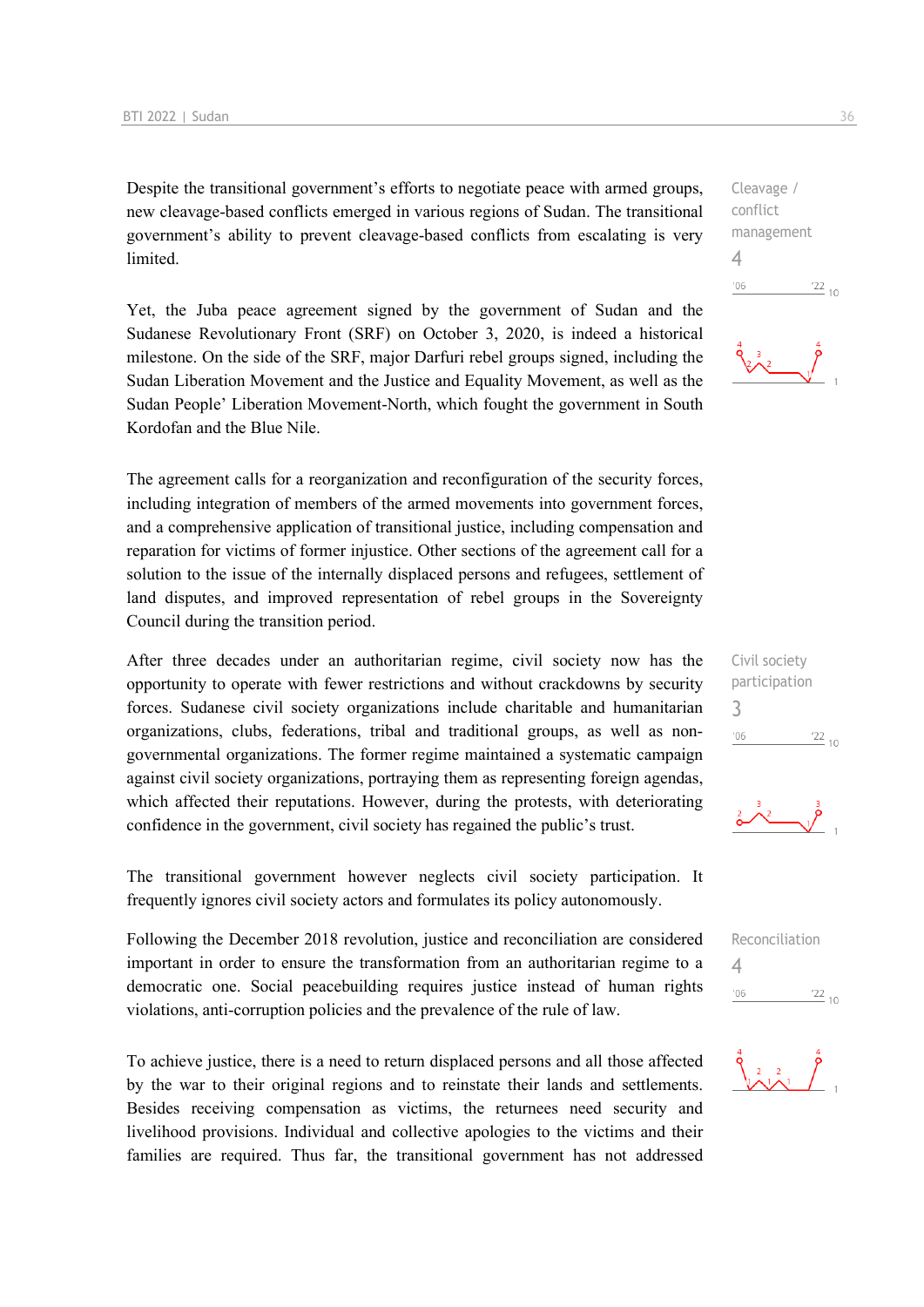Despite the transitional government's efforts to negotiate peace with armed groups, new cleavage-based conflicts emerged in various regions of Sudan. The transitional government's ability to prevent cleavage-based conflicts from escalating is very limited.

Cleavage / conflict management
4

Yet, the Juba peace agreement signed by the government of Sudan and the Sudanese Revolutionary Front (SRF) on October 3, 2020, is indeed a historical milestone. On the side of the SRF, major Darfuri rebel groups signed, including the Sudan Liberation Movement and the Justice and Equality Movement, as well as the Sudan People' Liberation Movement-North, which fought the government in South Kordofan and the Blue Nile.

The agreement calls for a reorganization and reconfiguration of the security forces, including integration of members of the armed movements into government forces, and a comprehensive application of transitional justice, including compensation and reparation for victims of former injustice. Other sections of the agreement call for a solution to the issue of the internally displaced persons and refugees, settlement of land disputes, and improved representation of rebel groups in the Sovereignty Council during the transition period.

After three decades under an authoritarian regime, civil society now has the opportunity to operate with fewer restrictions and without crackdowns by security forces. Sudanese civil society organizations include charitable and humanitarian organizations, clubs, federations, tribal and traditional groups, as well as non-governmental organizations. The former regime maintained a systematic campaign against civil society organizations, portraying them as representing foreign agendas, which affected their reputations. However, during the protests, with deteriorating confidence in the government, civil society has regained the public's trust.

Civil society participation
3

The transitional government however neglects civil society participation. It frequently ignores civil society actors and formulates its policy autonomously.

Following the December 2018 revolution, justice and reconciliation are considered important in order to ensure the transformation from an authoritarian regime to a democratic one. Social peacebuilding requires justice instead of human rights violations, anti-corruption policies and the prevalence of the rule of law.

Reconciliation
4

To achieve justice, there is a need to return displaced persons and all those affected by the war to their original regions and to reinstate their lands and settlements. Besides receiving compensation as victims, the returnees need security and livelihood provisions. Individual and collective apologies to the victims and their families are required. Thus far, the transitional government has not addressed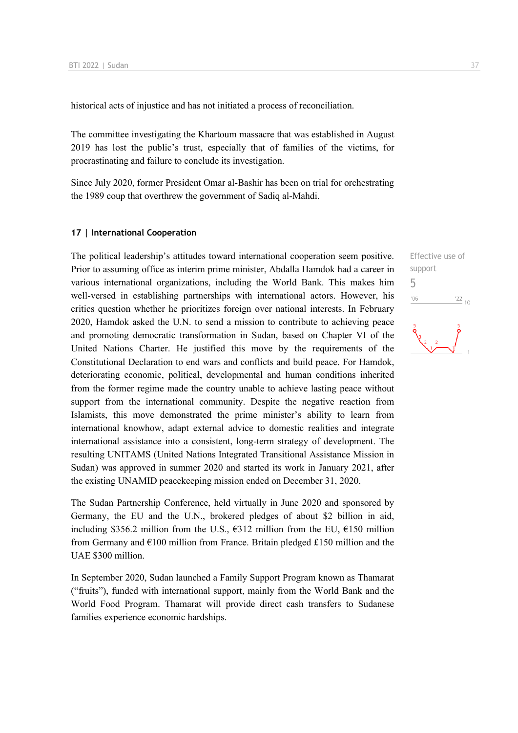historical acts of injustice and has not initiated a process of reconciliation.

The committee investigating the Khartoum massacre that was established in August 2019 has lost the public's trust, especially that of families of the victims, for procrastinating and failure to conclude its investigation.

Since July 2020, former President Omar al-Bashir has been on trial for orchestrating the 1989 coup that overthrew the government of Sadiq al-Mahdi.

### 17 | International Cooperation

Effective use of support
5

The political leadership's attitudes toward international cooperation seem positive. Prior to assuming office as interim prime minister, Abdalla Hamdok had a career in various international organizations, including the World Bank. This makes him well-versed in establishing partnerships with international actors. However, his critics question whether he prioritizes foreign over national interests. In February 2020, Hamdok asked the U.N. to send a mission to contribute to achieving peace and promoting democratic transformation in Sudan, based on Chapter VI of the United Nations Charter. He justified this move by the requirements of the Constitutional Declaration to end wars and conflicts and build peace. For Hamdok, deteriorating economic, political, developmental and human conditions inherited from the former regime made the country unable to achieve lasting peace without support from the international community. Despite the negative reaction from Islamists, this move demonstrated the prime minister's ability to learn from international knowhow, adapt external advice to domestic realities and integrate international assistance into a consistent, long-term strategy of development. The resulting UNITAMS (United Nations Integrated Transitional Assistance Mission in Sudan) was approved in summer 2020 and started its work in January 2021, after the existing UNAMID peacekeeping mission ended on December 31, 2020.

The Sudan Partnership Conference, held virtually in June 2020 and sponsored by Germany, the EU and the U.N., brokered pledges of about $2 billion in aid, including $356.2 million from the U.S., €312 million from the EU, €150 million from Germany and €100 million from France. Britain pledged £150 million and the UAE $300 million.

In September 2020, Sudan launched a Family Support Program known as Thamarat ("fruits"), funded with international support, mainly from the World Bank and the World Food Program. Thamarat will provide direct cash transfers to Sudanese families experience economic hardships.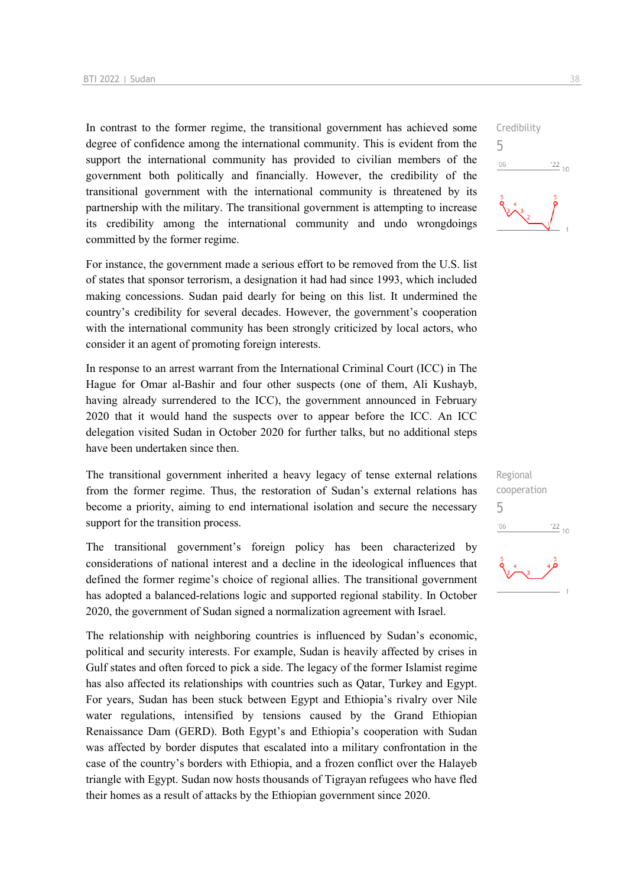In contrast to the former regime, the transitional government has achieved some degree of confidence among the international community. This is evident from the support the international community has provided to civilian members of the government both politically and financially. However, the credibility of the transitional government with the international community is threatened by its partnership with the military. The transitional government is attempting to increase its credibility among the international community and undo wrongdoings committed by the former regime.

Credibility
5

For instance, the government made a serious effort to be removed from the U.S. list of states that sponsor terrorism, a designation it had had since 1993, which included making concessions. Sudan paid dearly for being on this list. It undermined the country's credibility for several decades. However, the government's cooperation with the international community has been strongly criticized by local actors, who consider it an agent of promoting foreign interests.

In response to an arrest warrant from the International Criminal Court (ICC) in The Hague for Omar al-Bashir and four other suspects (one of them, Ali Kushayb, having already surrendered to the ICC), the government announced in February 2020 that it would hand the suspects over to appear before the ICC. An ICC delegation visited Sudan in October 2020 for further talks, but no additional steps have been undertaken since then.

The transitional government inherited a heavy legacy of tense external relations from the former regime. Thus, the restoration of Sudan's external relations has become a priority, aiming to end international isolation and secure the necessary support for the transition process.

Regional cooperation
5

The transitional government's foreign policy has been characterized by considerations of national interest and a decline in the ideological influences that defined the former regime's choice of regional allies. The transitional government has adopted a balanced-relations logic and supported regional stability. In October 2020, the government of Sudan signed a normalization agreement with Israel.

The relationship with neighboring countries is influenced by Sudan's economic, political and security interests. For example, Sudan is heavily affected by crises in Gulf states and often forced to pick a side. The legacy of the former Islamist regime has also affected its relationships with countries such as Qatar, Turkey and Egypt. For years, Sudan has been stuck between Egypt and Ethiopia's rivalry over Nile water regulations, intensified by tensions caused by the Grand Ethiopian Renaissance Dam (GERD). Both Egypt's and Ethiopia's cooperation with Sudan was affected by border disputes that escalated into a military confrontation in the case of the country's borders with Ethiopia, and a frozen conflict over the Halayeb triangle with Egypt. Sudan now hosts thousands of Tigrayan refugees who have fled their homes as a result of attacks by the Ethiopian government since 2020.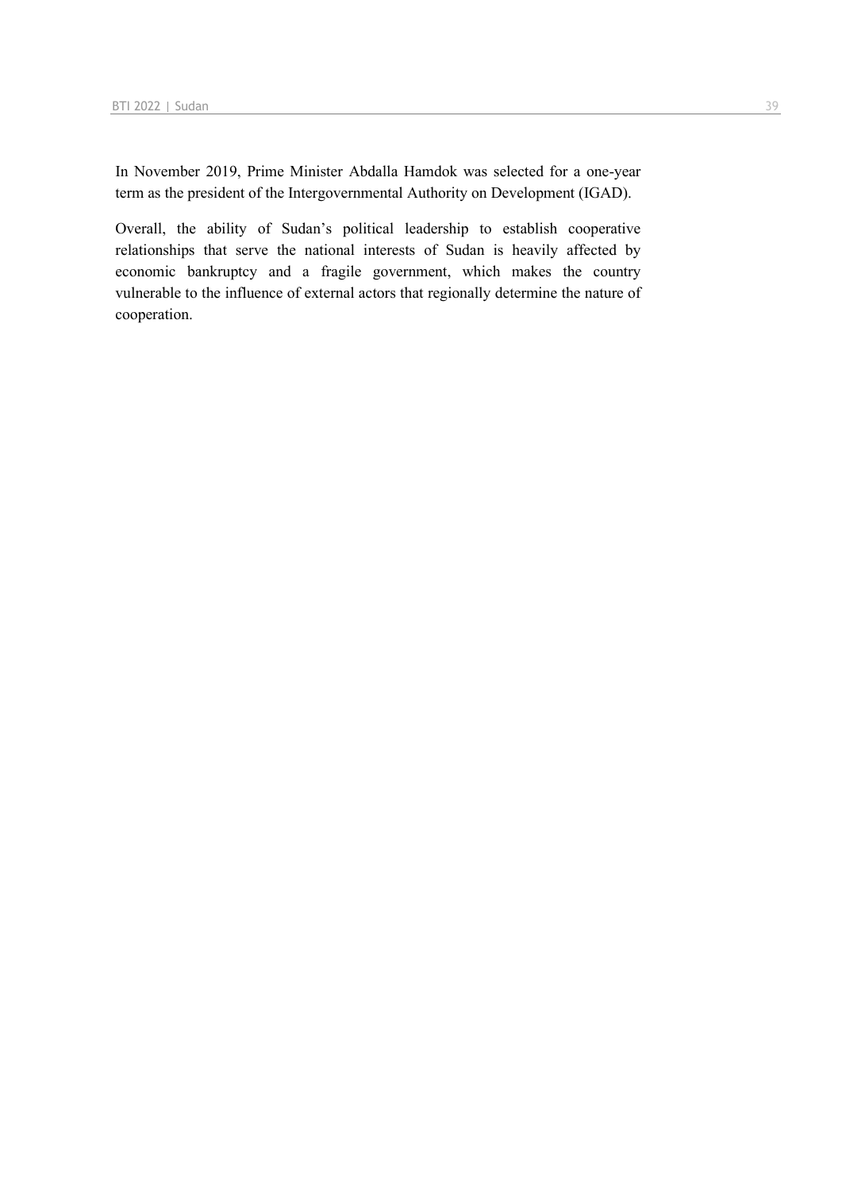In November 2019, Prime Minister Abdalla Hamdok was selected for a one-year term as the president of the Intergovernmental Authority on Development (IGAD).

Overall, the ability of Sudan’s political leadership to establish cooperative relationships that serve the national interests of Sudan is heavily affected by economic bankruptcy and a fragile government, which makes the country vulnerable to the influence of external actors that regionally determine the nature of cooperation.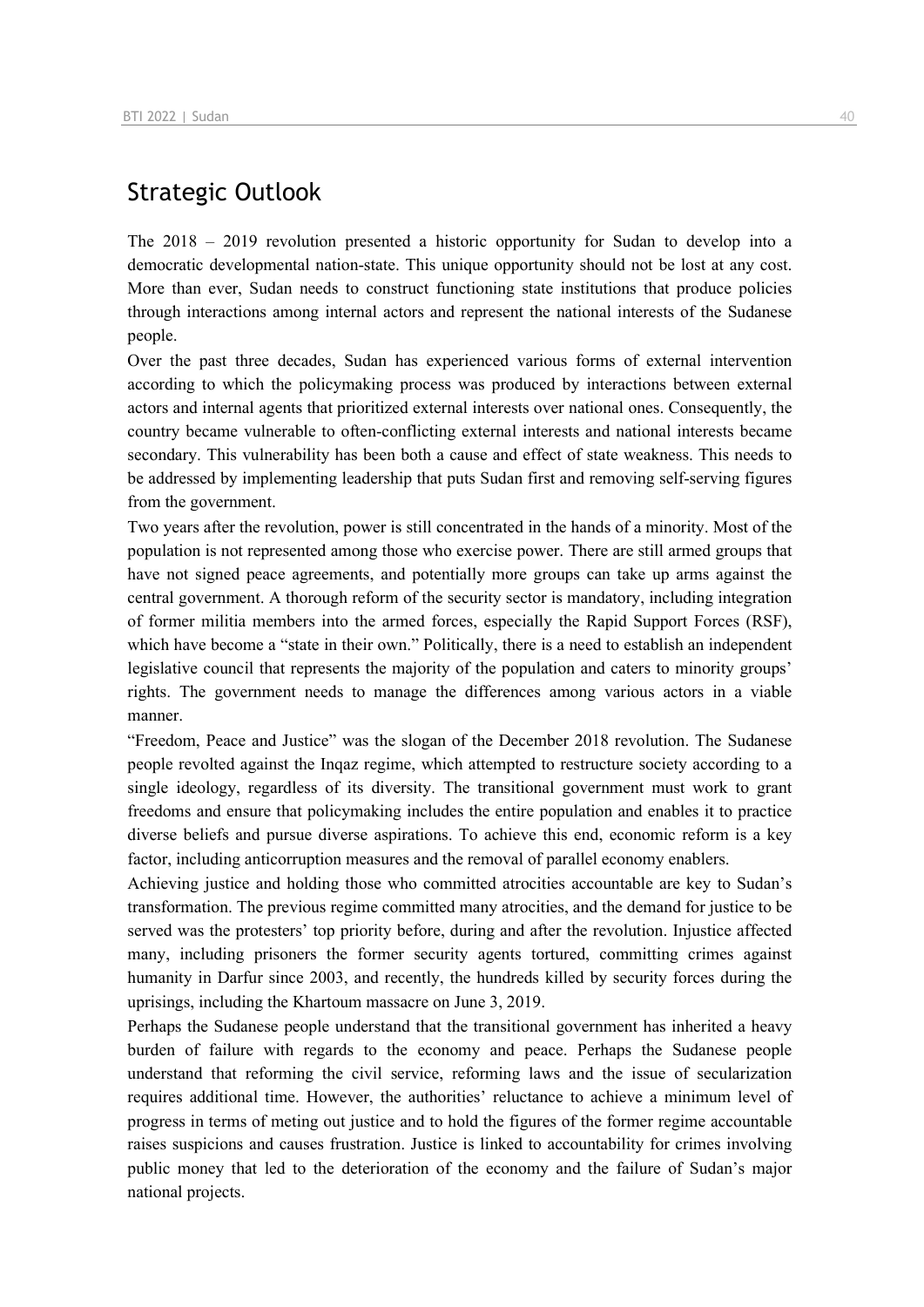## Strategic Outlook

The 2018 – 2019 revolution presented a historic opportunity for Sudan to develop into a democratic developmental nation-state. This unique opportunity should not be lost at any cost. More than ever, Sudan needs to construct functioning state institutions that produce policies through interactions among internal actors and represent the national interests of the Sudanese people.

Over the past three decades, Sudan has experienced various forms of external intervention according to which the policymaking process was produced by interactions between external actors and internal agents that prioritized external interests over national ones. Consequently, the country became vulnerable to often-conflicting external interests and national interests became secondary. This vulnerability has been both a cause and effect of state weakness. This needs to be addressed by implementing leadership that puts Sudan first and removing self-serving figures from the government.

Two years after the revolution, power is still concentrated in the hands of a minority. Most of the population is not represented among those who exercise power. There are still armed groups that have not signed peace agreements, and potentially more groups can take up arms against the central government. A thorough reform of the security sector is mandatory, including integration of former militia members into the armed forces, especially the Rapid Support Forces (RSF), which have become a "state in their own." Politically, there is a need to establish an independent legislative council that represents the majority of the population and caters to minority groups' rights. The government needs to manage the differences among various actors in a viable manner.

"Freedom, Peace and Justice" was the slogan of the December 2018 revolution. The Sudanese people revolted against the Inqaz regime, which attempted to restructure society according to a single ideology, regardless of its diversity. The transitional government must work to grant freedoms and ensure that policymaking includes the entire population and enables it to practice diverse beliefs and pursue diverse aspirations. To achieve this end, economic reform is a key factor, including anticorruption measures and the removal of parallel economy enablers.

Achieving justice and holding those who committed atrocities accountable are key to Sudan's transformation. The previous regime committed many atrocities, and the demand for justice to be served was the protesters' top priority before, during and after the revolution. Injustice affected many, including prisoners the former security agents tortured, committing crimes against humanity in Darfur since 2003, and recently, the hundreds killed by security forces during the uprisings, including the Khartoum massacre on June 3, 2019.

Perhaps the Sudanese people understand that the transitional government has inherited a heavy burden of failure with regards to the economy and peace. Perhaps the Sudanese people understand that reforming the civil service, reforming laws and the issue of secularization requires additional time. However, the authorities' reluctance to achieve a minimum level of progress in terms of meting out justice and to hold the figures of the former regime accountable raises suspicions and causes frustration. Justice is linked to accountability for crimes involving public money that led to the deterioration of the economy and the failure of Sudan's major national projects.